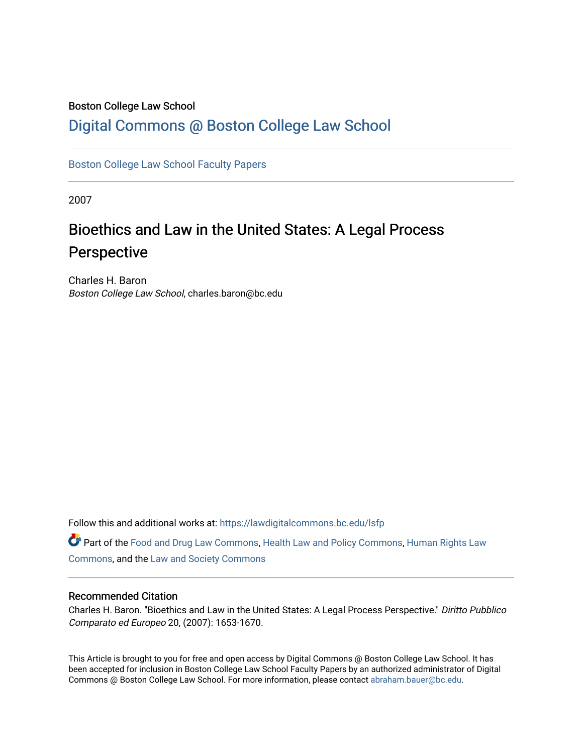Boston College Law School

# Digital Commons @ Boston College Law School

Boston College Law School Faculty Papers

2007

## Bioethics and Law in the United States: A Legal Process Perspective

Charles H. Baron
*Boston College Law School*, charles.baron@bc.edu

Follow this and additional works at: https://lawdigitalcommons.bc.edu/lsfp

Part of the Food and Drug Law Commons, Health Law and Policy Commons, Human Rights Law Commons, and the Law and Society Commons

### Recommended Citation

Charles H. Baron. "Bioethics and Law in the United States: A Legal Process Perspective." *Diritto Pubblico Comparato ed Europeo* 20, (2007): 1653-1670.

This Article is brought to you for free and open access by Digital Commons @ Boston College Law School. It has been accepted for inclusion in Boston College Law School Faculty Papers by an authorized administrator of Digital Commons @ Boston College Law School. For more information, please contact abraham.bauer@bc.edu.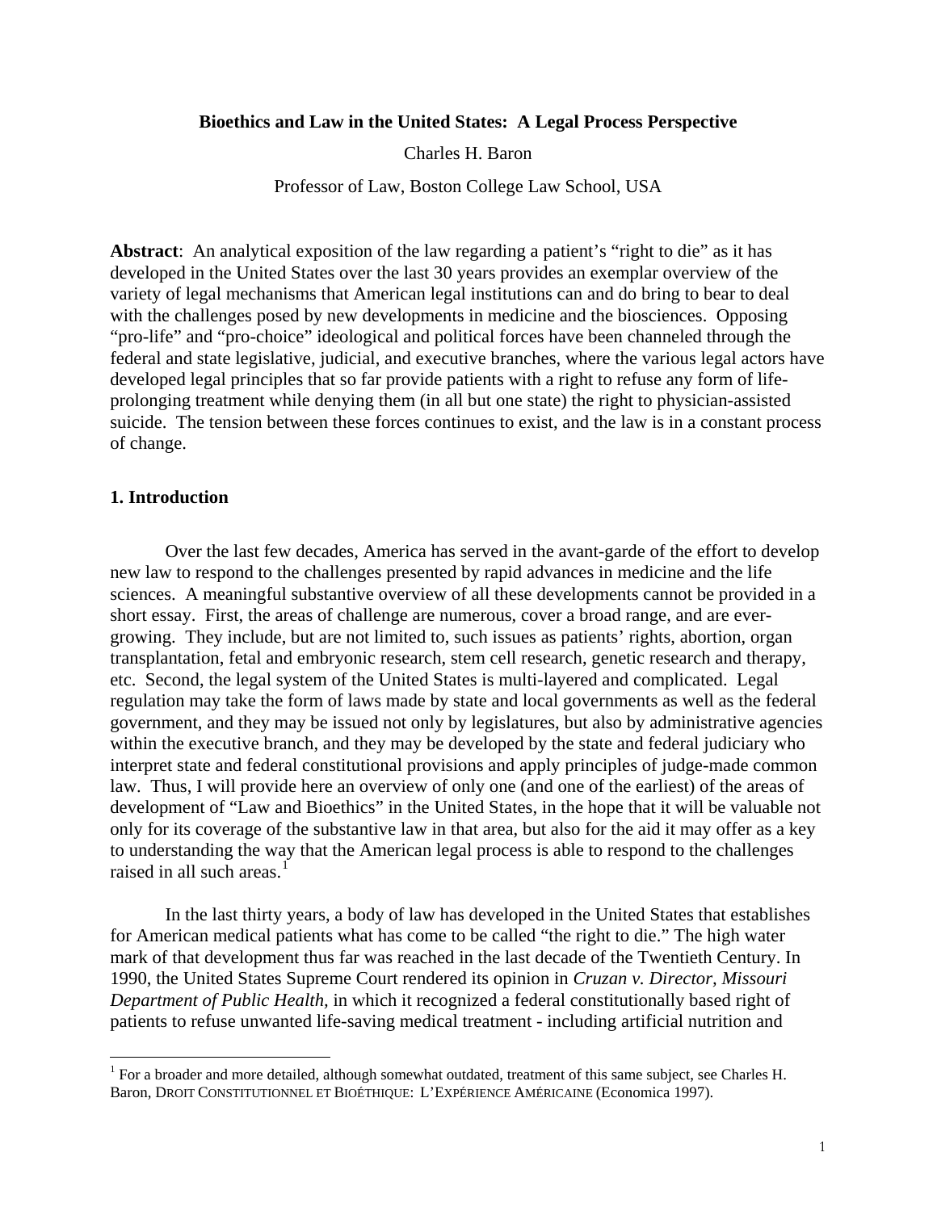**Bioethics and Law in the United States: A Legal Process Perspective**

Charles H. Baron

Professor of Law, Boston College Law School, USA

**Abstract**: An analytical exposition of the law regarding a patient's "right to die" as it has developed in the United States over the last 30 years provides an exemplar overview of the variety of legal mechanisms that American legal institutions can and do bring to bear to deal with the challenges posed by new developments in medicine and the biosciences. Opposing "pro-life" and "pro-choice" ideological and political forces have been channeled through the federal and state legislative, judicial, and executive branches, where the various legal actors have developed legal principles that so far provide patients with a right to refuse any form of life-prolonging treatment while denying them (in all but one state) the right to physician-assisted suicide. The tension between these forces continues to exist, and the law is in a constant process of change.

## 1. Introduction

Over the last few decades, America has served in the avant-garde of the effort to develop new law to respond to the challenges presented by rapid advances in medicine and the life sciences. A meaningful substantive overview of all these developments cannot be provided in a short essay. First, the areas of challenge are numerous, cover a broad range, and are ever-growing. They include, but are not limited to, such issues as patients' rights, abortion, organ transplantation, fetal and embryonic research, stem cell research, genetic research and therapy, etc. Second, the legal system of the United States is multi-layered and complicated. Legal regulation may take the form of laws made by state and local governments as well as the federal government, and they may be issued not only by legislatures, but also by administrative agencies within the executive branch, and they may be developed by the state and federal judiciary who interpret state and federal constitutional provisions and apply principles of judge-made common law. Thus, I will provide here an overview of only one (and one of the earliest) of the areas of development of "Law and Bioethics" in the United States, in the hope that it will be valuable not only for its coverage of the substantive law in that area, but also for the aid it may offer as a key to understanding the way that the American legal process is able to respond to the challenges raised in all such areas.[1]

In the last thirty years, a body of law has developed in the United States that establishes for American medical patients what has come to be called "the right to die." The high water mark of that development thus far was reached in the last decade of the Twentieth Century. In 1990, the United States Supreme Court rendered its opinion in *Cruzan v. Director, Missouri Department of Public Health*, in which it recognized a federal constitutionally based right of patients to refuse unwanted life-saving medical treatment - including artificial nutrition and

---

[1] For a broader and more detailed, although somewhat outdated, treatment of this same subject, see Charles H. Baron, DROIT CONSTITUTIONNEL ET BIOÉTHIQUE: L'EXPÉRIENCE AMÉRICAINE (Economica 1997).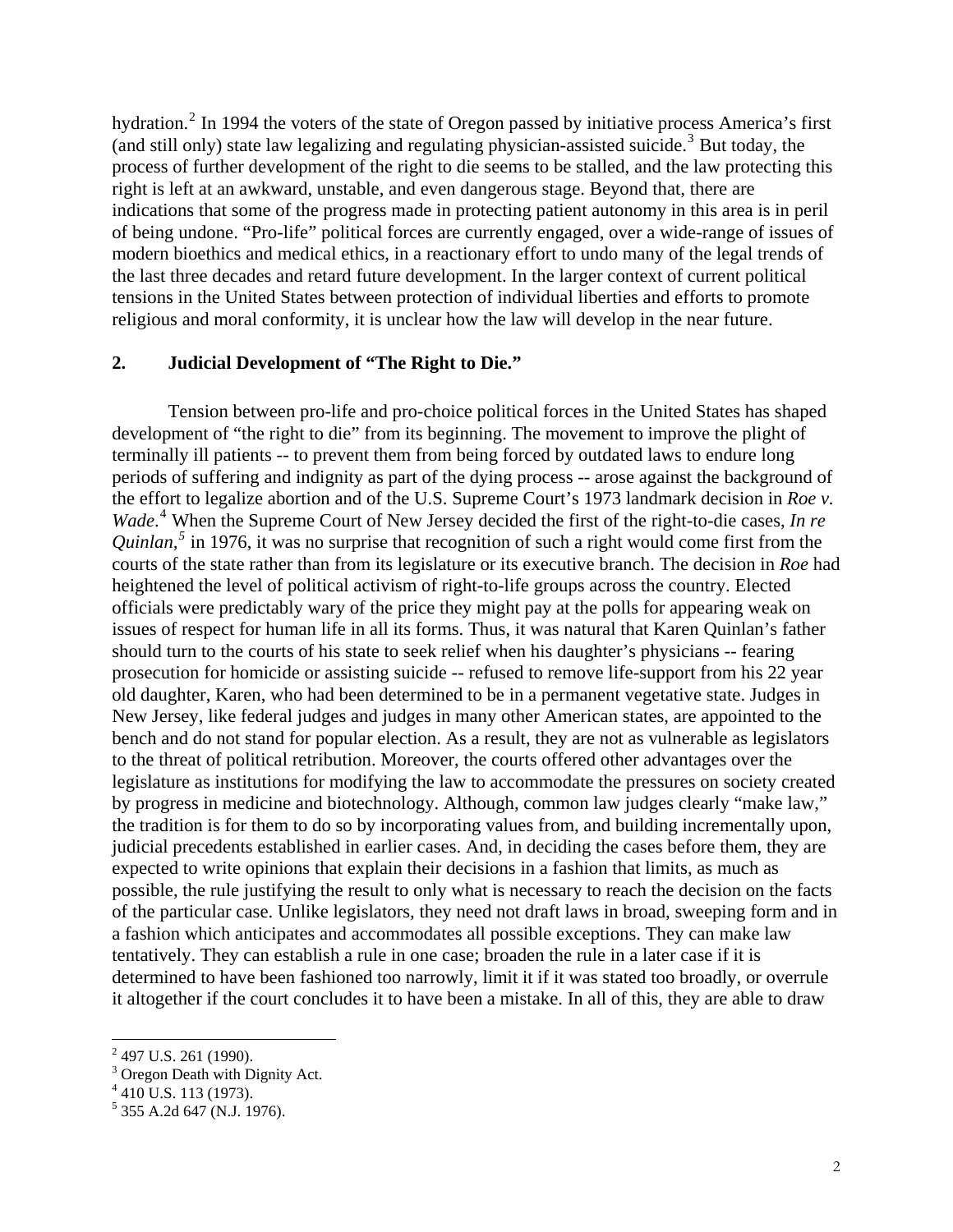hydration.[2] In 1994 the voters of the state of Oregon passed by initiative process America's first (and still only) state law legalizing and regulating physician-assisted suicide.[3] But today, the process of further development of the right to die seems to be stalled, and the law protecting this right is left at an awkward, unstable, and even dangerous stage. Beyond that, there are indications that some of the progress made in protecting patient autonomy in this area is in peril of being undone. "Pro-life" political forces are currently engaged, over a wide-range of issues of modern bioethics and medical ethics, in a reactionary effort to undo many of the legal trends of the last three decades and retard future development. In the larger context of current political tensions in the United States between protection of individual liberties and efforts to promote religious and moral conformity, it is unclear how the law will develop in the near future.

## 2. Judicial Development of "The Right to Die."

Tension between pro-life and pro-choice political forces in the United States has shaped development of "the right to die" from its beginning. The movement to improve the plight of terminally ill patients -- to prevent them from being forced by outdated laws to endure long periods of suffering and indignity as part of the dying process -- arose against the background of the effort to legalize abortion and of the U.S. Supreme Court's 1973 landmark decision in *Roe v. Wade*.[4] When the Supreme Court of New Jersey decided the first of the right-to-die cases, *In re Quinlan*,[5] in 1976, it was no surprise that recognition of such a right would come first from the courts of the state rather than from its legislature or its executive branch. The decision in *Roe* had heightened the level of political activism of right-to-life groups across the country. Elected officials were predictably wary of the price they might pay at the polls for appearing weak on issues of respect for human life in all its forms. Thus, it was natural that Karen Quinlan's father should turn to the courts of his state to seek relief when his daughter's physicians -- fearing prosecution for homicide or assisting suicide -- refused to remove life-support from his 22 year old daughter, Karen, who had been determined to be in a permanent vegetative state. Judges in New Jersey, like federal judges and judges in many other American states, are appointed to the bench and do not stand for popular election. As a result, they are not as vulnerable as legislators to the threat of political retribution. Moreover, the courts offered other advantages over the legislature as institutions for modifying the law to accommodate the pressures on society created by progress in medicine and biotechnology. Although, common law judges clearly "make law," the tradition is for them to do so by incorporating values from, and building incrementally upon, judicial precedents established in earlier cases. And, in deciding the cases before them, they are expected to write opinions that explain their decisions in a fashion that limits, as much as possible, the rule justifying the result to only what is necessary to reach the decision on the facts of the particular case. Unlike legislators, they need not draft laws in broad, sweeping form and in a fashion which anticipates and accommodates all possible exceptions. They can make law tentatively. They can establish a rule in one case; broaden the rule in a later case if it is determined to have been fashioned too narrowly, limit it if it was stated too broadly, or overrule it altogether if the court concludes it to have been a mistake. In all of this, they are able to draw

[2] 497 U.S. 261 (1990).
[3] Oregon Death with Dignity Act.
[4] 410 U.S. 113 (1973).
[5] 355 A.2d 647 (N.J. 1976).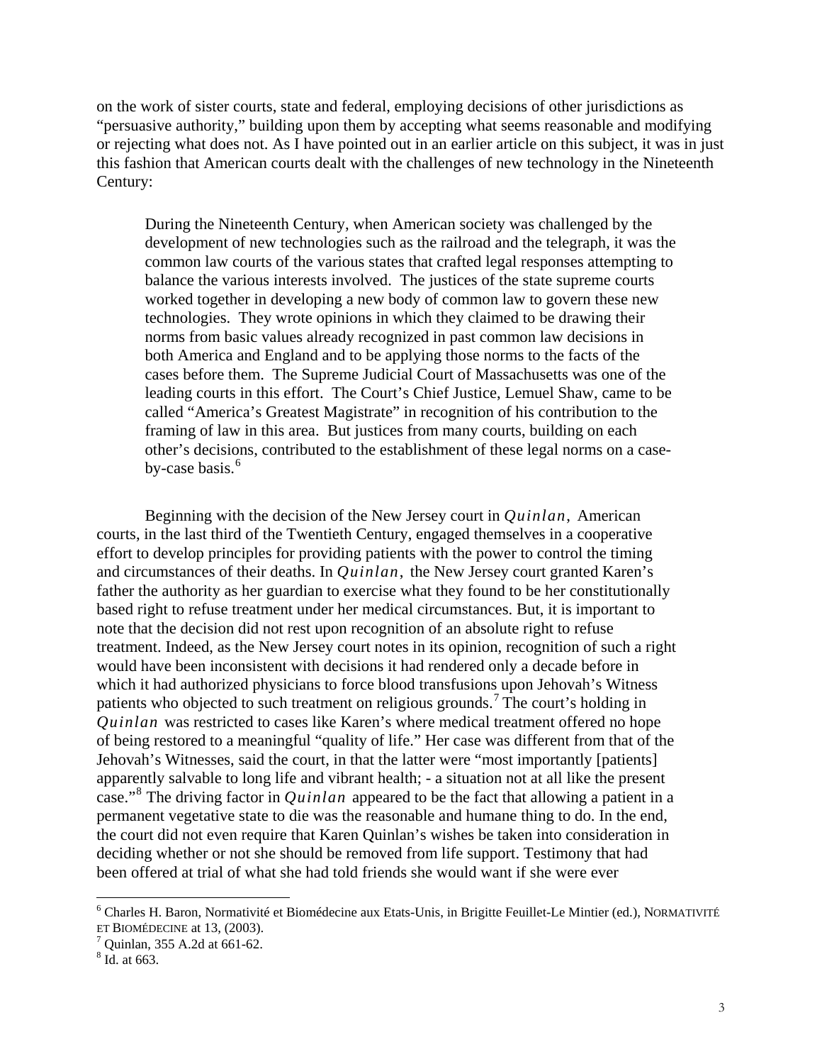on the work of sister courts, state and federal, employing decisions of other jurisdictions as "persuasive authority," building upon them by accepting what seems reasonable and modifying or rejecting what does not. As I have pointed out in an earlier article on this subject, it was in just this fashion that American courts dealt with the challenges of new technology in the Nineteenth Century:

> During the Nineteenth Century, when American society was challenged by the development of new technologies such as the railroad and the telegraph, it was the common law courts of the various states that crafted legal responses attempting to balance the various interests involved. The justices of the state supreme courts worked together in developing a new body of common law to govern these new technologies. They wrote opinions in which they claimed to be drawing their norms from basic values already recognized in past common law decisions in both America and England and to be applying those norms to the facts of the cases before them. The Supreme Judicial Court of Massachusetts was one of the leading courts in this effort. The Court's Chief Justice, Lemuel Shaw, came to be called "America's Greatest Magistrate" in recognition of his contribution to the framing of law in this area. But justices from many courts, building on each other's decisions, contributed to the establishment of these legal norms on a case-by-case basis.[6]

Beginning with the decision of the New Jersey court in *Quinlan*, American courts, in the last third of the Twentieth Century, engaged themselves in a cooperative effort to develop principles for providing patients with the power to control the timing and circumstances of their deaths. In *Quinlan*, the New Jersey court granted Karen's father the authority as her guardian to exercise what they found to be her constitutionally based right to refuse treatment under her medical circumstances. But, it is important to note that the decision did not rest upon recognition of an absolute right to refuse treatment. Indeed, as the New Jersey court notes in its opinion, recognition of such a right would have been inconsistent with decisions it had rendered only a decade before in which it had authorized physicians to force blood transfusions upon Jehovah's Witness patients who objected to such treatment on religious grounds.[7] The court's holding in *Quinlan* was restricted to cases like Karen's where medical treatment offered no hope of being restored to a meaningful "quality of life." Her case was different from that of the Jehovah's Witnesses, said the court, in that the latter were "most importantly [patients] apparently salvable to long life and vibrant health; - a situation not at all like the present case."[8] The driving factor in *Quinlan* appeared to be the fact that allowing a patient in a permanent vegetative state to die was the reasonable and humane thing to do. In the end, the court did not even require that Karen Quinlan's wishes be taken into consideration in deciding whether or not she should be removed from life support. Testimony that had been offered at trial of what she had told friends she would want if she were ever

---

[6] Charles H. Baron, Normativité et Biomédecine aux Etats-Unis, in Brigitte Feuillet-Le Mintier (ed.), NORMATIVITÉ ET BIOMÉDECINE at 13, (2003).

[7] Quinlan, 355 A.2d at 661-62.

[8] Id. at 663.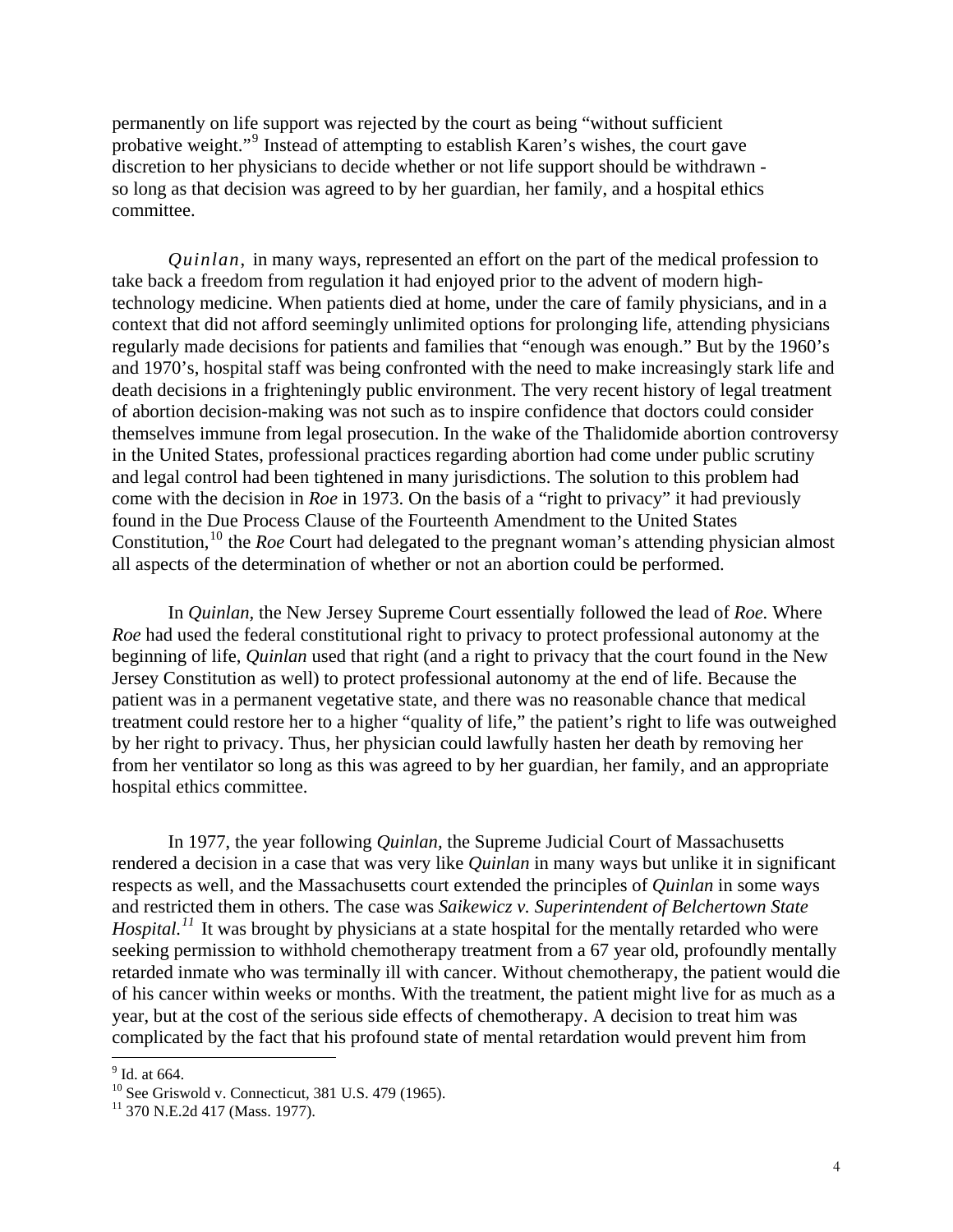permanently on life support was rejected by the court as being "without sufficient probative weight."[9] Instead of attempting to establish Karen's wishes, the court gave discretion to her physicians to decide whether or not life support should be withdrawn - so long as that decision was agreed to by her guardian, her family, and a hospital ethics committee.

*Quinlan*, in many ways, represented an effort on the part of the medical profession to take back a freedom from regulation it had enjoyed prior to the advent of modern high-technology medicine. When patients died at home, under the care of family physicians, and in a context that did not afford seemingly unlimited options for prolonging life, attending physicians regularly made decisions for patients and families that "enough was enough." But by the 1960's and 1970's, hospital staff was being confronted with the need to make increasingly stark life and death decisions in a frighteningly public environment. The very recent history of legal treatment of abortion decision-making was not such as to inspire confidence that doctors could consider themselves immune from legal prosecution. In the wake of the Thalidomide abortion controversy in the United States, professional practices regarding abortion had come under public scrutiny and legal control had been tightened in many jurisdictions. The solution to this problem had come with the decision in *Roe* in 1973. On the basis of a "right to privacy" it had previously found in the Due Process Clause of the Fourteenth Amendment to the United States Constitution,[10] the *Roe* Court had delegated to the pregnant woman's attending physician almost all aspects of the determination of whether or not an abortion could be performed.

In *Quinlan*, the New Jersey Supreme Court essentially followed the lead of *Roe.* Where *Roe* had used the federal constitutional right to privacy to protect professional autonomy at the beginning of life, *Quinlan* used that right (and a right to privacy that the court found in the New Jersey Constitution as well) to protect professional autonomy at the end of life. Because the patient was in a permanent vegetative state, and there was no reasonable chance that medical treatment could restore her to a higher "quality of life," the patient's right to life was outweighed by her right to privacy. Thus, her physician could lawfully hasten her death by removing her from her ventilator so long as this was agreed to by her guardian, her family, and an appropriate hospital ethics committee.

In 1977, the year following *Quinlan,* the Supreme Judicial Court of Massachusetts rendered a decision in a case that was very like *Quinlan* in many ways but unlike it in significant respects as well, and the Massachusetts court extended the principles of *Quinlan* in some ways and restricted them in others. The case was *Saikewicz v. Superintendent of Belchertown State Hospital.*[11] It was brought by physicians at a state hospital for the mentally retarded who were seeking permission to withhold chemotherapy treatment from a 67 year old, profoundly mentally retarded inmate who was terminally ill with cancer. Without chemotherapy, the patient would die of his cancer within weeks or months. With the treatment, the patient might live for as much as a year, but at the cost of the serious side effects of chemotherapy. A decision to treat him was complicated by the fact that his profound state of mental retardation would prevent him from

---

[9] Id. at 664.

[10] See Griswold v. Connecticut, 381 U.S. 479 (1965).

[11] 370 N.E.2d 417 (Mass. 1977).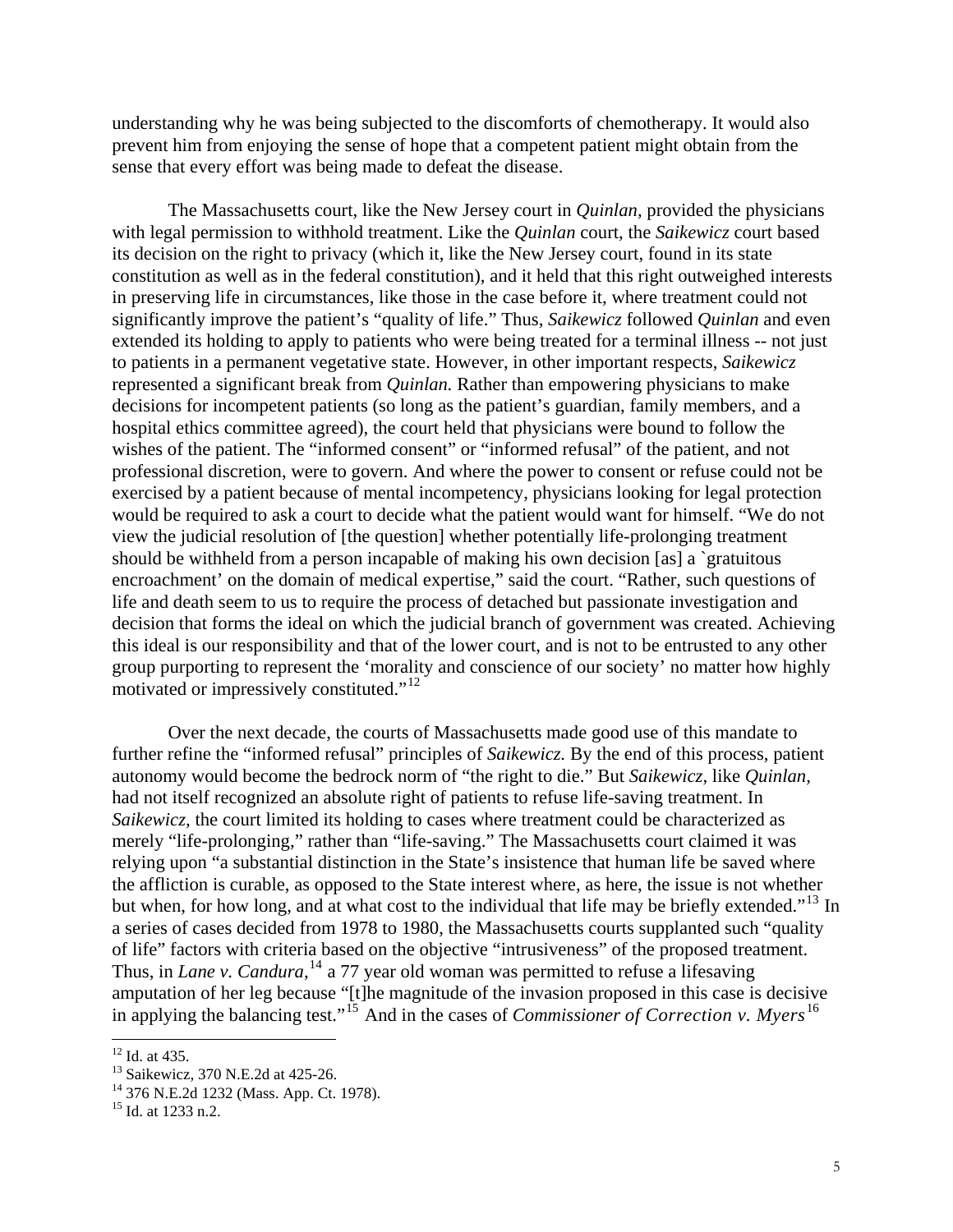understanding why he was being subjected to the discomforts of chemotherapy. It would also prevent him from enjoying the sense of hope that a competent patient might obtain from the sense that every effort was being made to defeat the disease.

The Massachusetts court, like the New Jersey court in *Quinlan*, provided the physicians with legal permission to withhold treatment. Like the *Quinlan* court, the *Saikewicz* court based its decision on the right to privacy (which it, like the New Jersey court, found in its state constitution as well as in the federal constitution), and it held that this right outweighed interests in preserving life in circumstances, like those in the case before it, where treatment could not significantly improve the patient's "quality of life." Thus, *Saikewicz* followed *Quinlan* and even extended its holding to apply to patients who were being treated for a terminal illness -- not just to patients in a permanent vegetative state. However, in other important respects, *Saikewicz* represented a significant break from *Quinlan.* Rather than empowering physicians to make decisions for incompetent patients (so long as the patient's guardian, family members, and a hospital ethics committee agreed), the court held that physicians were bound to follow the wishes of the patient. The "informed consent" or "informed refusal" of the patient, and not professional discretion, were to govern. And where the power to consent or refuse could not be exercised by a patient because of mental incompetency, physicians looking for legal protection would be required to ask a court to decide what the patient would want for himself. "We do not view the judicial resolution of [the question] whether potentially life-prolonging treatment should be withheld from a person incapable of making his own decision [as] a `gratuitous encroachment' on the domain of medical expertise," said the court. "Rather, such questions of life and death seem to us to require the process of detached but passionate investigation and decision that forms the ideal on which the judicial branch of government was created. Achieving this ideal is our responsibility and that of the lower court, and is not to be entrusted to any other group purporting to represent the 'morality and conscience of our society' no matter how highly motivated or impressively constituted."[12]

Over the next decade, the courts of Massachusetts made good use of this mandate to further refine the "informed refusal" principles of *Saikewicz.* By the end of this process, patient autonomy would become the bedrock norm of "the right to die." But *Saikewicz*, like *Quinlan*, had not itself recognized an absolute right of patients to refuse life-saving treatment. In *Saikewicz*, the court limited its holding to cases where treatment could be characterized as merely "life-prolonging," rather than "life-saving." The Massachusetts court claimed it was relying upon "a substantial distinction in the State's insistence that human life be saved where the affliction is curable, as opposed to the State interest where, as here, the issue is not whether but when, for how long, and at what cost to the individual that life may be briefly extended."[13] In a series of cases decided from 1978 to 1980, the Massachusetts courts supplanted such "quality of life" factors with criteria based on the objective "intrusiveness" of the proposed treatment. Thus, in *Lane v. Candura*,[14] a 77 year old woman was permitted to refuse a lifesaving amputation of her leg because "[t]he magnitude of the invasion proposed in this case is decisive in applying the balancing test."[15] And in the cases of *Commissioner of Correction v. Myers*[16]

---

[12] Id. at 435.
[13] Saikewicz, 370 N.E.2d at 425-26.
[14] 376 N.E.2d 1232 (Mass. App. Ct. 1978).
[15] Id. at 1233 n.2.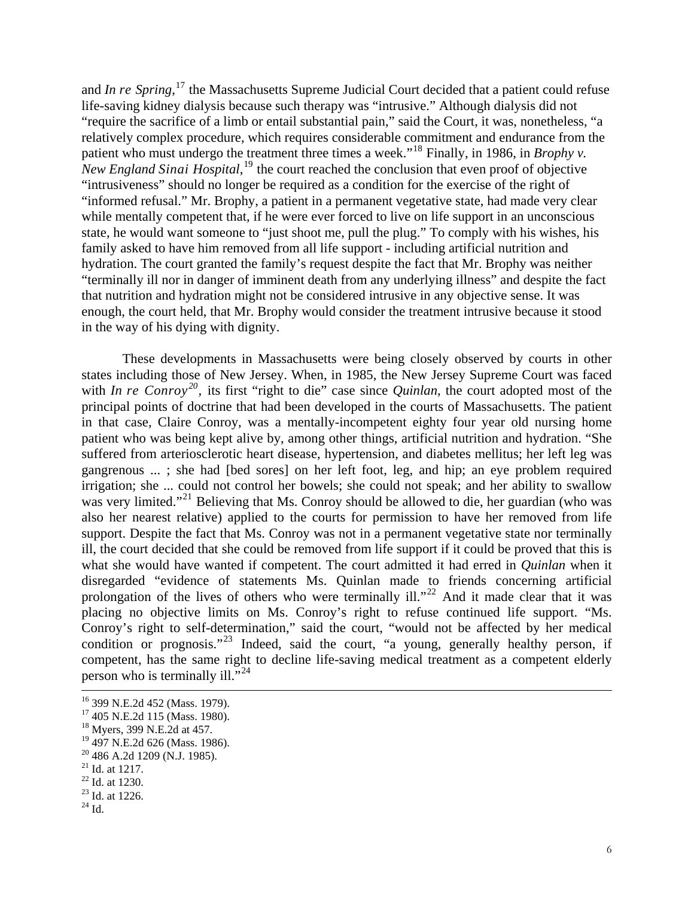and *In re Spring*,[17] the Massachusetts Supreme Judicial Court decided that a patient could refuse life-saving kidney dialysis because such therapy was "intrusive." Although dialysis did not "require the sacrifice of a limb or entail substantial pain," said the Court, it was, nonetheless, "a relatively complex procedure, which requires considerable commitment and endurance from the patient who must undergo the treatment three times a week."[18] Finally, in 1986, in *Brophy v. New England Sinai Hospital*,[19] the court reached the conclusion that even proof of objective "intrusiveness" should no longer be required as a condition for the exercise of the right of "informed refusal." Mr. Brophy, a patient in a permanent vegetative state, had made very clear while mentally competent that, if he were ever forced to live on life support in an unconscious state, he would want someone to "just shoot me, pull the plug." To comply with his wishes, his family asked to have him removed from all life support - including artificial nutrition and hydration. The court granted the family's request despite the fact that Mr. Brophy was neither "terminally ill nor in danger of imminent death from any underlying illness" and despite the fact that nutrition and hydration might not be considered intrusive in any objective sense. It was enough, the court held, that Mr. Brophy would consider the treatment intrusive because it stood in the way of his dying with dignity.

These developments in Massachusetts were being closely observed by courts in other states including those of New Jersey. When, in 1985, the New Jersey Supreme Court was faced with *In re Conroy*[20], its first "right to die" case since *Quinlan*, the court adopted most of the principal points of doctrine that had been developed in the courts of Massachusetts. The patient in that case, Claire Conroy, was a mentally-incompetent eighty four year old nursing home patient who was being kept alive by, among other things, artificial nutrition and hydration. "She suffered from arteriosclerotic heart disease, hypertension, and diabetes mellitus; her left leg was gangrenous ... ; she had [bed sores] on her left foot, leg, and hip; an eye problem required irrigation; she ... could not control her bowels; she could not speak; and her ability to swallow was very limited."[21] Believing that Ms. Conroy should be allowed to die, her guardian (who was also her nearest relative) applied to the courts for permission to have her removed from life support. Despite the fact that Ms. Conroy was not in a permanent vegetative state nor terminally ill, the court decided that she could be removed from life support if it could be proved that this is what she would have wanted if competent. The court admitted it had erred in *Quinlan* when it disregarded "evidence of statements Ms. Quinlan made to friends concerning artificial prolongation of the lives of others who were terminally ill."[22] And it made clear that it was placing no objective limits on Ms. Conroy's right to refuse continued life support. "Ms. Conroy's right to self-determination," said the court, "would not be affected by her medical condition or prognosis."[23] Indeed, said the court, "a young, generally healthy person, if competent, has the same right to decline life-saving medical treatment as a competent elderly person who is terminally ill."[24]

---

[16] 399 N.E.2d 452 (Mass. 1979).
[17] 405 N.E.2d 115 (Mass. 1980).
[18] Myers, 399 N.E.2d at 457.
[19] 497 N.E.2d 626 (Mass. 1986).
[20] 486 A.2d 1209 (N.J. 1985).
[21] Id. at 1217.
[22] Id. at 1230.
[23] Id. at 1226.
[24] Id.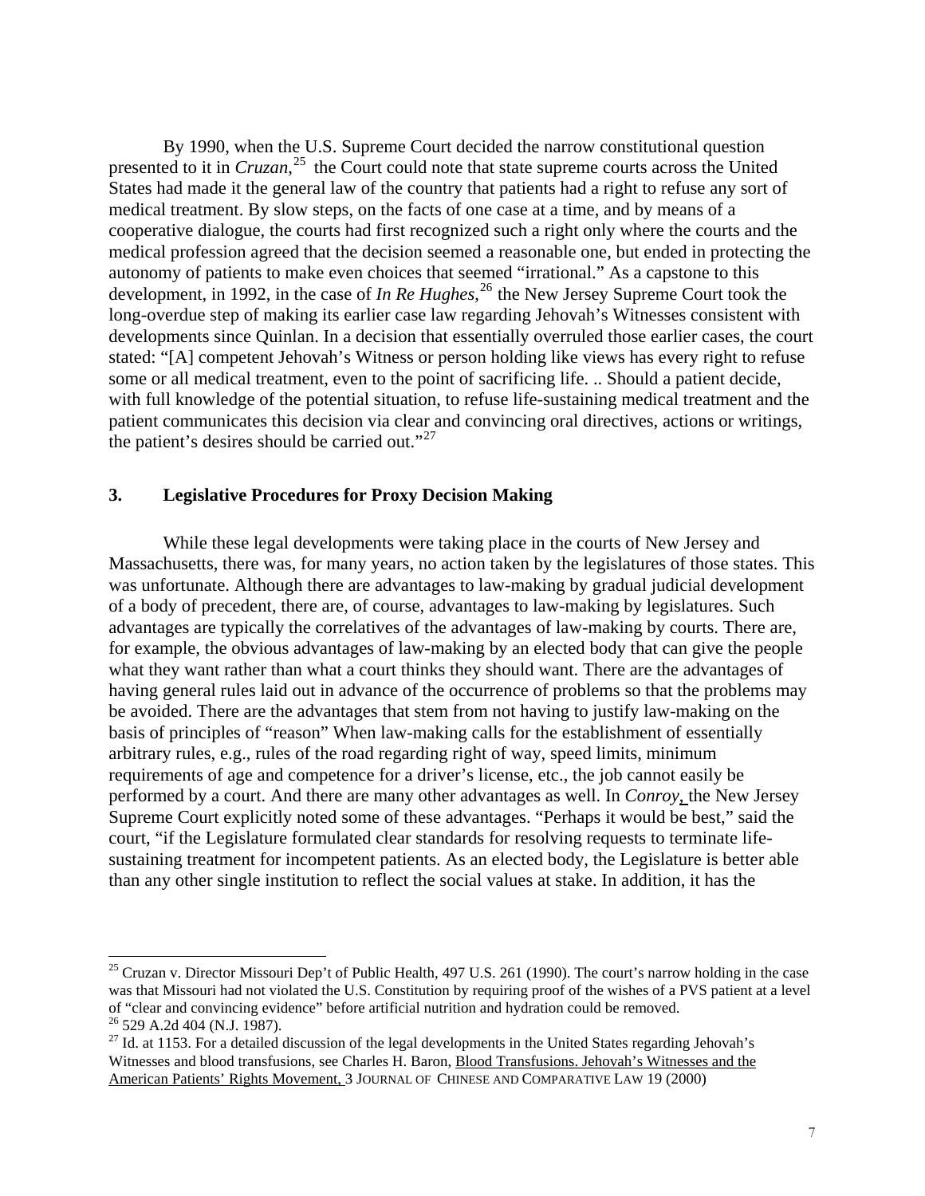By 1990, when the U.S. Supreme Court decided the narrow constitutional question presented to it in *Cruzan*,[25] the Court could note that state supreme courts across the United States had made it the general law of the country that patients had a right to refuse any sort of medical treatment. By slow steps, on the facts of one case at a time, and by means of a cooperative dialogue, the courts had first recognized such a right only where the courts and the medical profession agreed that the decision seemed a reasonable one, but ended in protecting the autonomy of patients to make even choices that seemed "irrational." As a capstone to this development, in 1992, in the case of *In Re Hughes*,[26] the New Jersey Supreme Court took the long-overdue step of making its earlier case law regarding Jehovah's Witnesses consistent with developments since Quinlan. In a decision that essentially overruled those earlier cases, the court stated: "[A] competent Jehovah's Witness or person holding like views has every right to refuse some or all medical treatment, even to the point of sacrificing life. .. Should a patient decide, with full knowledge of the potential situation, to refuse life-sustaining medical treatment and the patient communicates this decision via clear and convincing oral directives, actions or writings, the patient's desires should be carried out."[27]

### 3. Legislative Procedures for Proxy Decision Making

While these legal developments were taking place in the courts of New Jersey and Massachusetts, there was, for many years, no action taken by the legislatures of those states. This was unfortunate. Although there are advantages to law-making by gradual judicial development of a body of precedent, there are, of course, advantages to law-making by legislatures. Such advantages are typically the correlatives of the advantages of law-making by courts. There are, for example, the obvious advantages of law-making by an elected body that can give the people what they want rather than what a court thinks they should want. There are the advantages of having general rules laid out in advance of the occurrence of problems so that the problems may be avoided. There are the advantages that stem from not having to justify law-making on the basis of principles of "reason" When law-making calls for the establishment of essentially arbitrary rules, e.g., rules of the road regarding right of way, speed limits, minimum requirements of age and competence for a driver's license, etc., the job cannot easily be performed by a court. And there are many other advantages as well. In *Conroy*, the New Jersey Supreme Court explicitly noted some of these advantages. "Perhaps it would be best," said the court, "if the Legislature formulated clear standards for resolving requests to terminate life-sustaining treatment for incompetent patients. As an elected body, the Legislature is better able than any other single institution to reflect the social values at stake. In addition, it has the

---

[25] Cruzan v. Director Missouri Dep't of Public Health, 497 U.S. 261 (1990). The court's narrow holding in the case was that Missouri had not violated the U.S. Constitution by requiring proof of the wishes of a PVS patient at a level of "clear and convincing evidence" before artificial nutrition and hydration could be removed.

[26] 529 A.2d 404 (N.J. 1987).

[27] Id. at 1153. For a detailed discussion of the legal developments in the United States regarding Jehovah's Witnesses and blood transfusions, see Charles H. Baron, Blood Transfusions. Jehovah's Witnesses and the American Patients' Rights Movement, 3 JOURNAL OF CHINESE AND COMPARATIVE LAW 19 (2000)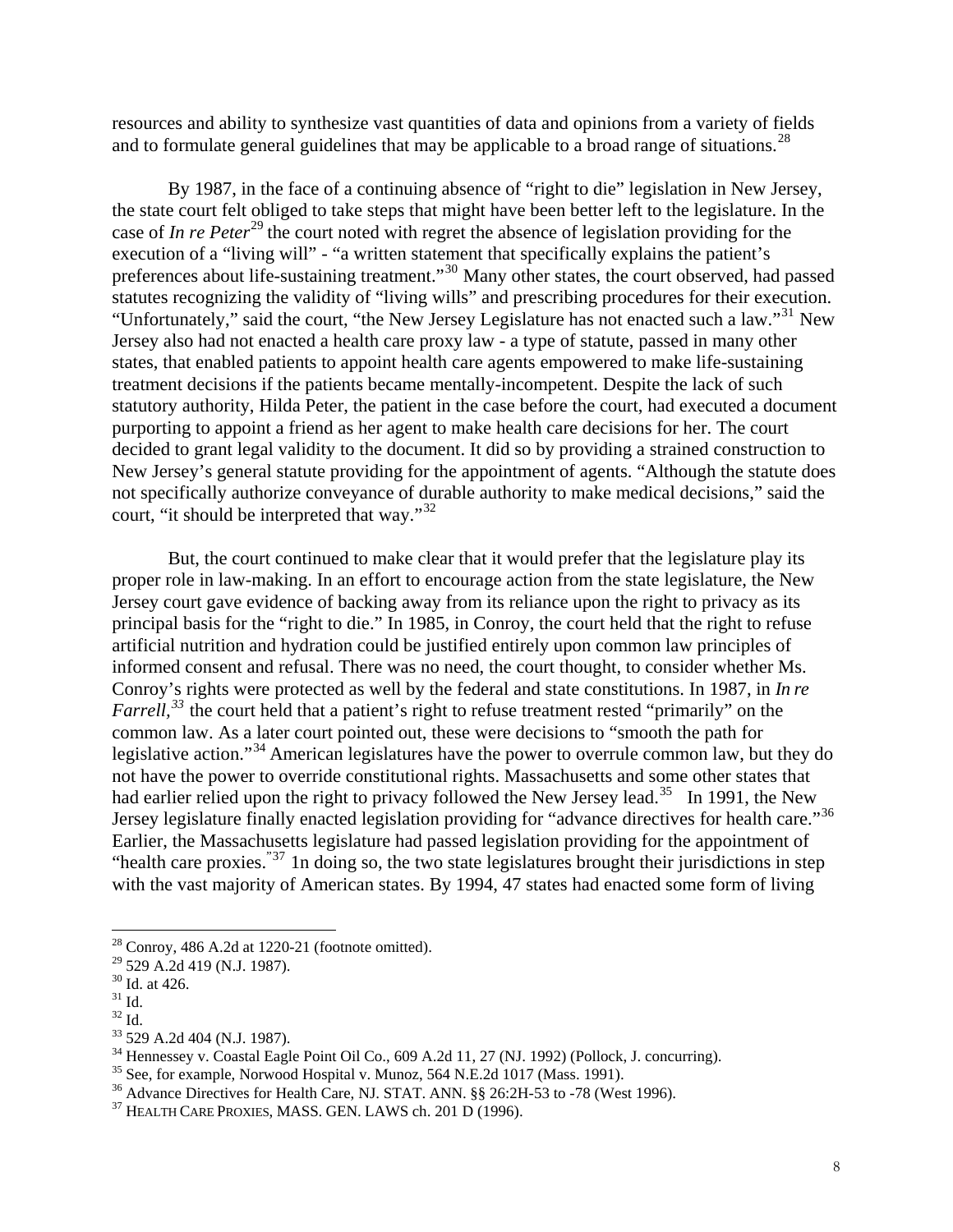resources and ability to synthesize vast quantities of data and opinions from a variety of fields and to formulate general guidelines that may be applicable to a broad range of situations.[28]

By 1987, in the face of a continuing absence of "right to die" legislation in New Jersey, the state court felt obliged to take steps that might have been better left to the legislature. In the case of *In re Peter*[29] the court noted with regret the absence of legislation providing for the execution of a "living will" - "a written statement that specifically explains the patient's preferences about life-sustaining treatment."[30] Many other states, the court observed, had passed statutes recognizing the validity of "living wills" and prescribing procedures for their execution. "Unfortunately," said the court, "the New Jersey Legislature has not enacted such a law."[31] New Jersey also had not enacted a health care proxy law - a type of statute, passed in many other states, that enabled patients to appoint health care agents empowered to make life-sustaining treatment decisions if the patients became mentally-incompetent. Despite the lack of such statutory authority, Hilda Peter, the patient in the case before the court, had executed a document purporting to appoint a friend as her agent to make health care decisions for her. The court decided to grant legal validity to the document. It did so by providing a strained construction to New Jersey's general statute providing for the appointment of agents. "Although the statute does not specifically authorize conveyance of durable authority to make medical decisions," said the court, "it should be interpreted that way."[32]

But, the court continued to make clear that it would prefer that the legislature play its proper role in law-making. In an effort to encourage action from the state legislature, the New Jersey court gave evidence of backing away from its reliance upon the right to privacy as its principal basis for the "right to die." In 1985, in Conroy, the court held that the right to refuse artificial nutrition and hydration could be justified entirely upon common law principles of informed consent and refusal. There was no need, the court thought, to consider whether Ms. Conroy's rights were protected as well by the federal and state constitutions. In 1987, in *In re Farrell,*[33] the court held that a patient's right to refuse treatment rested "primarily" on the common law. As a later court pointed out, these were decisions to "smooth the path for legislative action."[34] American legislatures have the power to overrule common law, but they do not have the power to override constitutional rights. Massachusetts and some other states that had earlier relied upon the right to privacy followed the New Jersey lead.[35] In 1991, the New Jersey legislature finally enacted legislation providing for "advance directives for health care."[36] Earlier, the Massachusetts legislature had passed legislation providing for the appointment of "health care proxies."[37] 1n doing so, the two state legislatures brought their jurisdictions in step with the vast majority of American states. By 1994, 47 states had enacted some form of living

---

[28] Conroy, 486 A.2d at 1220-21 (footnote omitted).
[29] 529 A.2d 419 (N.J. 1987).
[30] Id. at 426.
[31] Id.
[32] Id.
[33] 529 A.2d 404 (N.J. 1987).
[34] Hennessey v. Coastal Eagle Point Oil Co., 609 A.2d 11, 27 (NJ. 1992) (Pollock, J. concurring).
[35] See, for example, Norwood Hospital v. Munoz, 564 N.E.2d 1017 (Mass. 1991).
[36] Advance Directives for Health Care, NJ. STAT. ANN. §§ 26:2H-53 to -78 (West 1996).
[37] HEALTH CARE PROXIES, MASS. GEN. LAWS ch. 201 D (1996).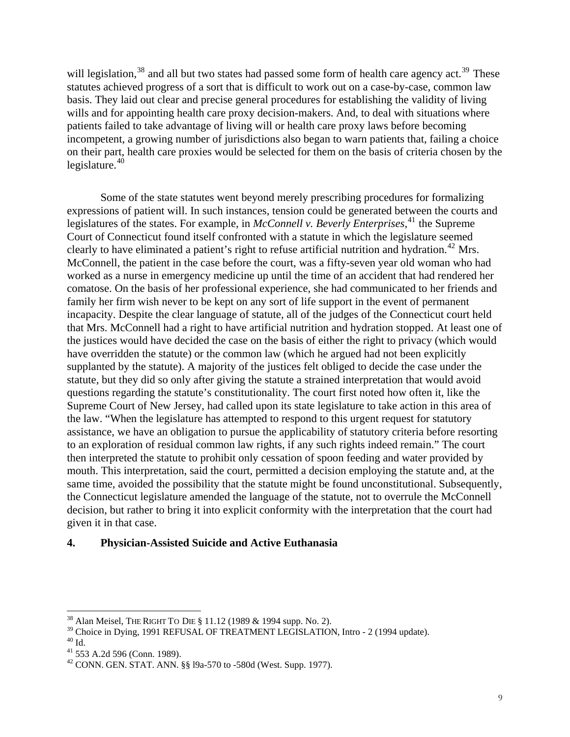will legislation,[38] and all but two states had passed some form of health care agency act.[39] These statutes achieved progress of a sort that is difficult to work out on a case-by-case, common law basis. They laid out clear and precise general procedures for establishing the validity of living wills and for appointing health care proxy decision-makers. And, to deal with situations where patients failed to take advantage of living will or health care proxy laws before becoming incompetent, a growing number of jurisdictions also began to warn patients that, failing a choice on their part, health care proxies would be selected for them on the basis of criteria chosen by the legislature.[40]

Some of the state statutes went beyond merely prescribing procedures for formalizing expressions of patient will. In such instances, tension could be generated between the courts and legislatures of the states. For example, in *McConnell v. Beverly Enterprises*,[41] the Supreme Court of Connecticut found itself confronted with a statute in which the legislature seemed clearly to have eliminated a patient's right to refuse artificial nutrition and hydration.[42] Mrs. McConnell, the patient in the case before the court, was a fifty-seven year old woman who had worked as a nurse in emergency medicine up until the time of an accident that had rendered her comatose. On the basis of her professional experience, she had communicated to her friends and family her firm wish never to be kept on any sort of life support in the event of permanent incapacity. Despite the clear language of statute, all of the judges of the Connecticut court held that Mrs. McConnell had a right to have artificial nutrition and hydration stopped. At least one of the justices would have decided the case on the basis of either the right to privacy (which would have overridden the statute) or the common law (which he argued had not been explicitly supplanted by the statute). A majority of the justices felt obliged to decide the case under the statute, but they did so only after giving the statute a strained interpretation that would avoid questions regarding the statute's constitutionality. The court first noted how often it, like the Supreme Court of New Jersey, had called upon its state legislature to take action in this area of the law. "When the legislature has attempted to respond to this urgent request for statutory assistance, we have an obligation to pursue the applicability of statutory criteria before resorting to an exploration of residual common law rights, if any such rights indeed remain." The court then interpreted the statute to prohibit only cessation of spoon feeding and water provided by mouth. This interpretation, said the court, permitted a decision employing the statute and, at the same time, avoided the possibility that the statute might be found unconstitutional. Subsequently, the Connecticut legislature amended the language of the statute, not to overrule the McConnell decision, but rather to bring it into explicit conformity with the interpretation that the court had given it in that case.

### 4. Physician-Assisted Suicide and Active Euthanasia

---

[38] Alan Meisel, THE RIGHT TO DIE § 11.12 (1989 & 1994 supp. No. 2).

[39] Choice in Dying, 1991 REFUSAL OF TREATMENT LEGISLATION, Intro - 2 (1994 update).

[40] Id.

[41] 553 A.2d 596 (Conn. 1989).

[42] CONN. GEN. STAT. ANN. §§ l9a-570 to -580d (West. Supp. 1977).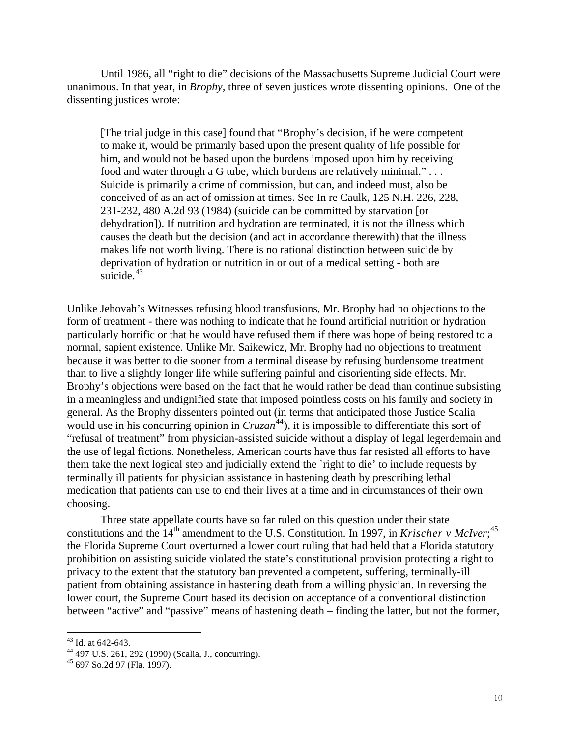Until 1986, all "right to die" decisions of the Massachusetts Supreme Judicial Court were unanimous. In that year, in *Brophy,* three of seven justices wrote dissenting opinions. One of the dissenting justices wrote:

> [The trial judge in this case] found that "Brophy's decision, if he were competent to make it, would be primarily based upon the present quality of life possible for him, and would not be based upon the burdens imposed upon him by receiving food and water through a G tube, which burdens are relatively minimal." . . . Suicide is primarily a crime of commission, but can, and indeed must, also be conceived of as an act of omission at times. See In re Caulk, 125 N.H. 226, 228, 231-232, 480 A.2d 93 (1984) (suicide can be committed by starvation [or dehydration]). If nutrition and hydration are terminated, it is not the illness which causes the death but the decision (and act in accordance therewith) that the illness makes life not worth living. There is no rational distinction between suicide by deprivation of hydration or nutrition in or out of a medical setting - both are suicide.[43]

Unlike Jehovah's Witnesses refusing blood transfusions, Mr. Brophy had no objections to the form of treatment - there was nothing to indicate that he found artificial nutrition or hydration particularly horrific or that he would have refused them if there was hope of being restored to a normal, sapient existence. Unlike Mr. Saikewicz, Mr. Brophy had no objections to treatment because it was better to die sooner from a terminal disease by refusing burdensome treatment than to live a slightly longer life while suffering painful and disorienting side effects. Mr. Brophy's objections were based on the fact that he would rather be dead than continue subsisting in a meaningless and undignified state that imposed pointless costs on his family and society in general. As the Brophy dissenters pointed out (in terms that anticipated those Justice Scalia would use in his concurring opinion in *Cruzan*[44]), it is impossible to differentiate this sort of "refusal of treatment" from physician-assisted suicide without a display of legal legerdemain and the use of legal fictions. Nonetheless, American courts have thus far resisted all efforts to have them take the next logical step and judicially extend the `right to die' to include requests by terminally ill patients for physician assistance in hastening death by prescribing lethal medication that patients can use to end their lives at a time and in circumstances of their own choosing.

Three state appellate courts have so far ruled on this question under their state constitutions and the 14th amendment to the U.S. Constitution. In 1997, in *Krischer v McIver*;[45] the Florida Supreme Court overturned a lower court ruling that had held that a Florida statutory prohibition on assisting suicide violated the state's constitutional provision protecting a right to privacy to the extent that the statutory ban prevented a competent, suffering, terminally-ill patient from obtaining assistance in hastening death from a willing physician. In reversing the lower court, the Supreme Court based its decision on acceptance of a conventional distinction between "active" and "passive" means of hastening death – finding the latter, but not the former,

---

[43] Id. at 642-643.

[44] 497 U.S. 261, 292 (1990) (Scalia, J., concurring).

[45] 697 So.2d 97 (Fla. 1997).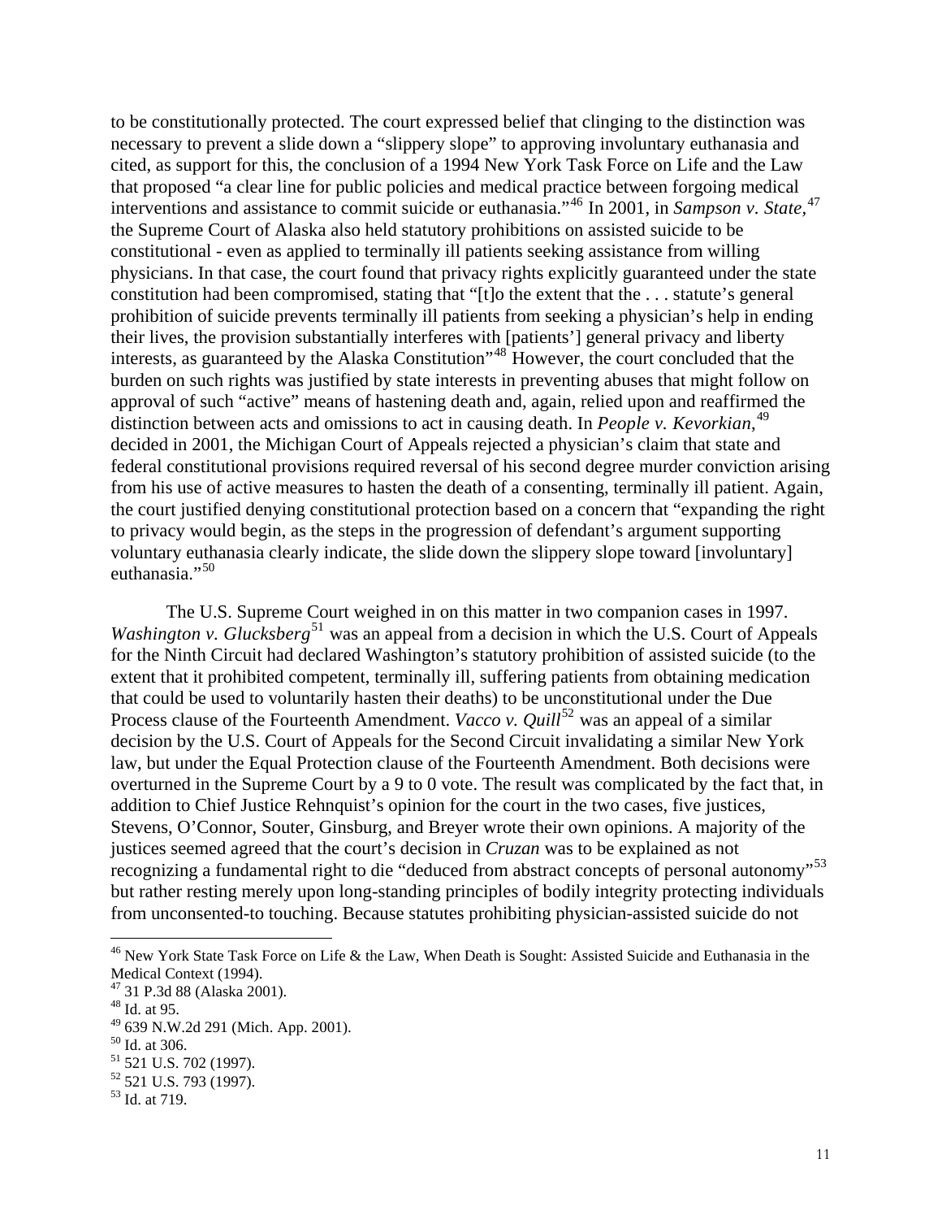to be constitutionally protected. The court expressed belief that clinging to the distinction was necessary to prevent a slide down a "slippery slope" to approving involuntary euthanasia and cited, as support for this, the conclusion of a 1994 New York Task Force on Life and the Law that proposed "a clear line for public policies and medical practice between forgoing medical interventions and assistance to commit suicide or euthanasia."[46] In 2001, in *Sampson v. State,*[47] the Supreme Court of Alaska also held statutory prohibitions on assisted suicide to be constitutional - even as applied to terminally ill patients seeking assistance from willing physicians. In that case, the court found that privacy rights explicitly guaranteed under the state constitution had been compromised, stating that "[t]o the extent that the . . . statute's general prohibition of suicide prevents terminally ill patients from seeking a physician's help in ending their lives, the provision substantially interferes with [patients'] general privacy and liberty interests, as guaranteed by the Alaska Constitution"[48] However, the court concluded that the burden on such rights was justified by state interests in preventing abuses that might follow on approval of such "active" means of hastening death and, again, relied upon and reaffirmed the distinction between acts and omissions to act in causing death. In *People v. Kevorkian*,[49] decided in 2001, the Michigan Court of Appeals rejected a physician's claim that state and federal constitutional provisions required reversal of his second degree murder conviction arising from his use of active measures to hasten the death of a consenting, terminally ill patient. Again, the court justified denying constitutional protection based on a concern that "expanding the right to privacy would begin, as the steps in the progression of defendant's argument supporting voluntary euthanasia clearly indicate, the slide down the slippery slope toward [involuntary] euthanasia."[50]

The U.S. Supreme Court weighed in on this matter in two companion cases in 1997. *Washington v. Glucksberg*[51] was an appeal from a decision in which the U.S. Court of Appeals for the Ninth Circuit had declared Washington's statutory prohibition of assisted suicide (to the extent that it prohibited competent, terminally ill, suffering patients from obtaining medication that could be used to voluntarily hasten their deaths) to be unconstitutional under the Due Process clause of the Fourteenth Amendment. *Vacco v. Quill*[52] was an appeal of a similar decision by the U.S. Court of Appeals for the Second Circuit invalidating a similar New York law, but under the Equal Protection clause of the Fourteenth Amendment. Both decisions were overturned in the Supreme Court by a 9 to 0 vote. The result was complicated by the fact that, in addition to Chief Justice Rehnquist's opinion for the court in the two cases, five justices, Stevens, O'Connor, Souter, Ginsburg, and Breyer wrote their own opinions. A majority of the justices seemed agreed that the court's decision in *Cruzan* was to be explained as not recognizing a fundamental right to die "deduced from abstract concepts of personal autonomy"[53] but rather resting merely upon long-standing principles of bodily integrity protecting individuals from unconsented-to touching. Because statutes prohibiting physician-assisted suicide do not

---

[46] New York State Task Force on Life & the Law, When Death is Sought: Assisted Suicide and Euthanasia in the Medical Context (1994).
[47] 31 P.3d 88 (Alaska 2001).
[48] Id. at 95.
[49] 639 N.W.2d 291 (Mich. App. 2001).
[50] Id. at 306.
[51] 521 U.S. 702 (1997).
[52] 521 U.S. 793 (1997).
[53] Id. at 719.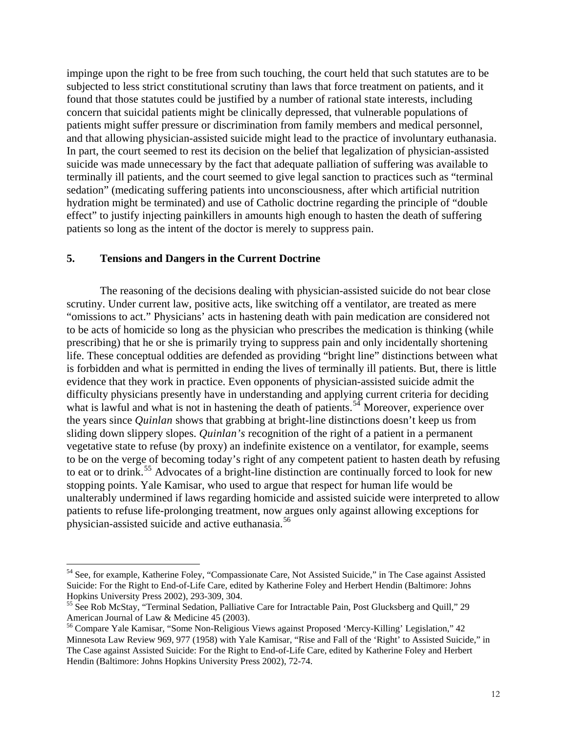impinge upon the right to be free from such touching, the court held that such statutes are to be subjected to less strict constitutional scrutiny than laws that force treatment on patients, and it found that those statutes could be justified by a number of rational state interests, including concern that suicidal patients might be clinically depressed, that vulnerable populations of patients might suffer pressure or discrimination from family members and medical personnel, and that allowing physician-assisted suicide might lead to the practice of involuntary euthanasia. In part, the court seemed to rest its decision on the belief that legalization of physician-assisted suicide was made unnecessary by the fact that adequate palliation of suffering was available to terminally ill patients, and the court seemed to give legal sanction to practices such as "terminal sedation" (medicating suffering patients into unconsciousness, after which artificial nutrition hydration might be terminated) and use of Catholic doctrine regarding the principle of "double effect" to justify injecting painkillers in amounts high enough to hasten the death of suffering patients so long as the intent of the doctor is merely to suppress pain.

## 5. Tensions and Dangers in the Current Doctrine

The reasoning of the decisions dealing with physician-assisted suicide do not bear close scrutiny. Under current law, positive acts, like switching off a ventilator, are treated as mere "omissions to act." Physicians' acts in hastening death with pain medication are considered not to be acts of homicide so long as the physician who prescribes the medication is thinking (while prescribing) that he or she is primarily trying to suppress pain and only incidentally shortening life. These conceptual oddities are defended as providing "bright line" distinctions between what is forbidden and what is permitted in ending the lives of terminally ill patients. But, there is little evidence that they work in practice. Even opponents of physician-assisted suicide admit the difficulty physicians presently have in understanding and applying current criteria for deciding what is lawful and what is not in hastening the death of patients.[54] Moreover, experience over the years since *Quinlan* shows that grabbing at bright-line distinctions doesn't keep us from sliding down slippery slopes. *Quinlan's* recognition of the right of a patient in a permanent vegetative state to refuse (by proxy) an indefinite existence on a ventilator, for example, seems to be on the verge of becoming today's right of any competent patient to hasten death by refusing to eat or to drink.[55] Advocates of a bright-line distinction are continually forced to look for new stopping points. Yale Kamisar, who used to argue that respect for human life would be unalterably undermined if laws regarding homicide and assisted suicide were interpreted to allow patients to refuse life-prolonging treatment, now argues only against allowing exceptions for physician-assisted suicide and active euthanasia.[56]

---

[54] See, for example, Katherine Foley, "Compassionate Care, Not Assisted Suicide," in The Case against Assisted Suicide: For the Right to End-of-Life Care, edited by Katherine Foley and Herbert Hendin (Baltimore: Johns Hopkins University Press 2002), 293-309, 304.

[55] See Rob McStay, "Terminal Sedation, Palliative Care for Intractable Pain, Post Glucksberg and Quill," 29 American Journal of Law & Medicine 45 (2003).

[56] Compare Yale Kamisar, "Some Non-Religious Views against Proposed 'Mercy-Killing' Legislation," 42 Minnesota Law Review 969, 977 (1958) with Yale Kamisar, "Rise and Fall of the 'Right' to Assisted Suicide," in The Case against Assisted Suicide: For the Right to End-of-Life Care, edited by Katherine Foley and Herbert Hendin (Baltimore: Johns Hopkins University Press 2002), 72-74.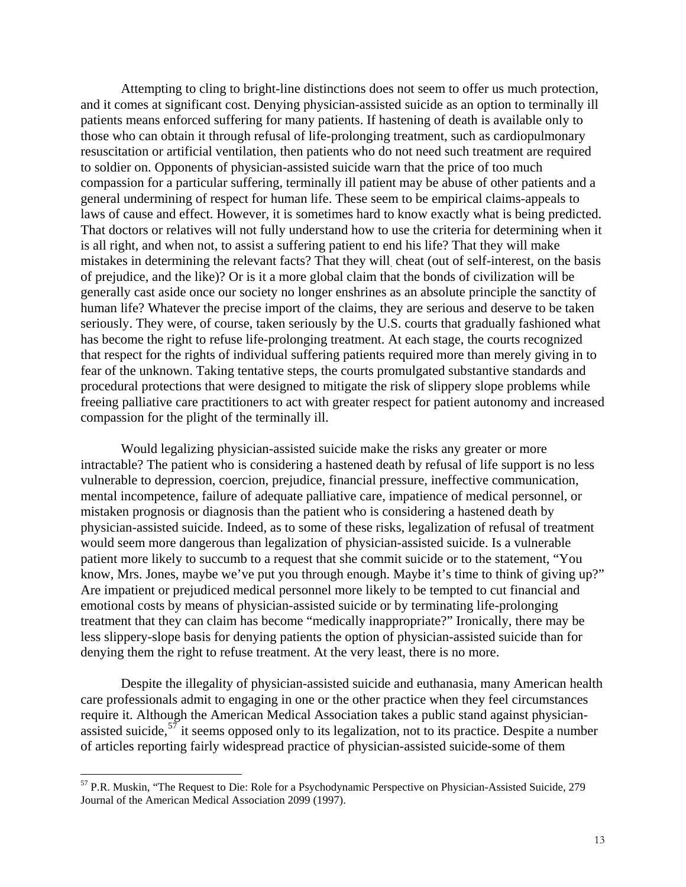Attempting to cling to bright-line distinctions does not seem to offer us much protection, and it comes at significant cost. Denying physician-assisted suicide as an option to terminally ill patients means enforced suffering for many patients. If hastening of death is available only to those who can obtain it through refusal of life-prolonging treatment, such as cardiopulmonary resuscitation or artificial ventilation, then patients who do not need such treatment are required to soldier on. Opponents of physician-assisted suicide warn that the price of too much compassion for a particular suffering, terminally ill patient may be abuse of other patients and a general undermining of respect for human life. These seem to be empirical claims-appeals to laws of cause and effect. However, it is sometimes hard to know exactly what is being predicted. That doctors or relatives will not fully understand how to use the criteria for determining when it is all right, and when not, to assist a suffering patient to end his life? That they will make mistakes in determining the relevant facts? That they will cheat (out of self-interest, on the basis of prejudice, and the like)? Or is it a more global claim that the bonds of civilization will be generally cast aside once our society no longer enshrines as an absolute principle the sanctity of human life? Whatever the precise import of the claims, they are serious and deserve to be taken seriously. They were, of course, taken seriously by the U.S. courts that gradually fashioned what has become the right to refuse life-prolonging treatment. At each stage, the courts recognized that respect for the rights of individual suffering patients required more than merely giving in to fear of the unknown. Taking tentative steps, the courts promulgated substantive standards and procedural protections that were designed to mitigate the risk of slippery slope problems while freeing palliative care practitioners to act with greater respect for patient autonomy and increased compassion for the plight of the terminally ill.

Would legalizing physician-assisted suicide make the risks any greater or more intractable? The patient who is considering a hastened death by refusal of life support is no less vulnerable to depression, coercion, prejudice, financial pressure, ineffective communication, mental incompetence, failure of adequate palliative care, impatience of medical personnel, or mistaken prognosis or diagnosis than the patient who is considering a hastened death by physician-assisted suicide. Indeed, as to some of these risks, legalization of refusal of treatment would seem more dangerous than legalization of physician-assisted suicide. Is a vulnerable patient more likely to succumb to a request that she commit suicide or to the statement, "You know, Mrs. Jones, maybe we've put you through enough. Maybe it's time to think of giving up?" Are impatient or prejudiced medical personnel more likely to be tempted to cut financial and emotional costs by means of physician-assisted suicide or by terminating life-prolonging treatment that they can claim has become "medically inappropriate?" Ironically, there may be less slippery-slope basis for denying patients the option of physician-assisted suicide than for denying them the right to refuse treatment. At the very least, there is no more.

Despite the illegality of physician-assisted suicide and euthanasia, many American health care professionals admit to engaging in one or the other practice when they feel circumstances require it. Although the American Medical Association takes a public stand against physician-assisted suicide,[57] it seems opposed only to its legalization, not to its practice. Despite a number of articles reporting fairly widespread practice of physician-assisted suicide-some of them

[57] P.R. Muskin, "The Request to Die: Role for a Psychodynamic Perspective on Physician-Assisted Suicide, 279 Journal of the American Medical Association 2099 (1997).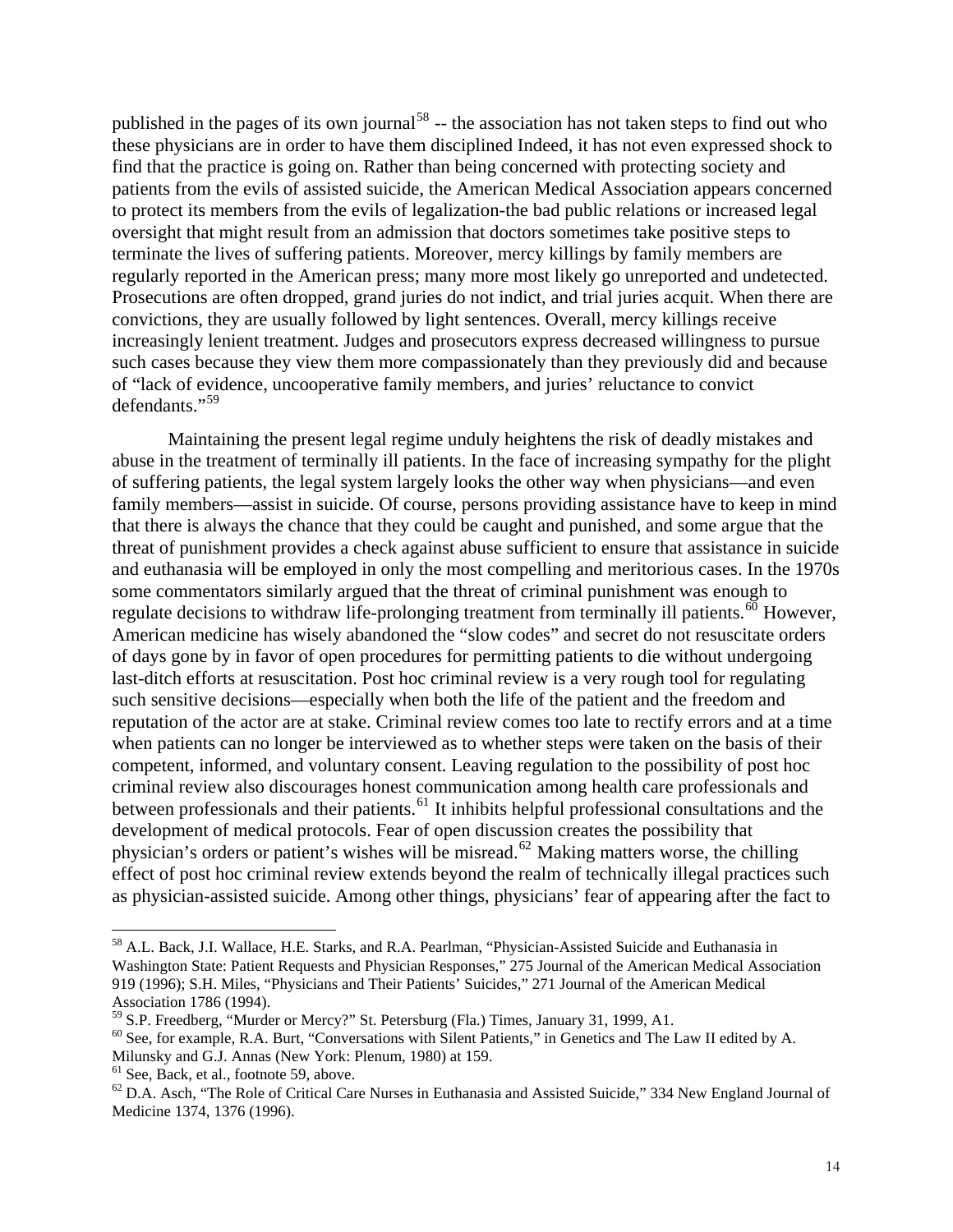published in the pages of its own journal[58] -- the association has not taken steps to find out who these physicians are in order to have them disciplined Indeed, it has not even expressed shock to find that the practice is going on. Rather than being concerned with protecting society and patients from the evils of assisted suicide, the American Medical Association appears concerned to protect its members from the evils of legalization-the bad public relations or increased legal oversight that might result from an admission that doctors sometimes take positive steps to terminate the lives of suffering patients. Moreover, mercy killings by family members are regularly reported in the American press; many more most likely go unreported and undetected. Prosecutions are often dropped, grand juries do not indict, and trial juries acquit. When there are convictions, they are usually followed by light sentences. Overall, mercy killings receive increasingly lenient treatment. Judges and prosecutors express decreased willingness to pursue such cases because they view them more compassionately than they previously did and because of "lack of evidence, uncooperative family members, and juries' reluctance to convict defendants."[59]

Maintaining the present legal regime unduly heightens the risk of deadly mistakes and abuse in the treatment of terminally ill patients. In the face of increasing sympathy for the plight of suffering patients, the legal system largely looks the other way when physicians—and even family members—assist in suicide. Of course, persons providing assistance have to keep in mind that there is always the chance that they could be caught and punished, and some argue that the threat of punishment provides a check against abuse sufficient to ensure that assistance in suicide and euthanasia will be employed in only the most compelling and meritorious cases. In the 1970s some commentators similarly argued that the threat of criminal punishment was enough to regulate decisions to withdraw life-prolonging treatment from terminally ill patients.[60] However, American medicine has wisely abandoned the "slow codes" and secret do not resuscitate orders of days gone by in favor of open procedures for permitting patients to die without undergoing last-ditch efforts at resuscitation. Post hoc criminal review is a very rough tool for regulating such sensitive decisions—especially when both the life of the patient and the freedom and reputation of the actor are at stake. Criminal review comes too late to rectify errors and at a time when patients can no longer be interviewed as to whether steps were taken on the basis of their competent, informed, and voluntary consent. Leaving regulation to the possibility of post hoc criminal review also discourages honest communication among health care professionals and between professionals and their patients.[61] It inhibits helpful professional consultations and the development of medical protocols. Fear of open discussion creates the possibility that physician's orders or patient's wishes will be misread.[62] Making matters worse, the chilling effect of post hoc criminal review extends beyond the realm of technically illegal practices such as physician-assisted suicide. Among other things, physicians' fear of appearing after the fact to

---

[58] A.L. Back, J.I. Wallace, H.E. Starks, and R.A. Pearlman, "Physician-Assisted Suicide and Euthanasia in Washington State: Patient Requests and Physician Responses," 275 Journal of the American Medical Association 919 (1996); S.H. Miles, "Physicians and Their Patients' Suicides," 271 Journal of the American Medical Association 1786 (1994).

[59] S.P. Freedberg, "Murder or Mercy?" St. Petersburg (Fla.) Times, January 31, 1999, A1.

[60] See, for example, R.A. Burt, "Conversations with Silent Patients," in Genetics and The Law II edited by A. Milunsky and G.J. Annas (New York: Plenum, 1980) at 159.

[61] See, Back, et al., footnote 59, above.

[62] D.A. Asch, "The Role of Critical Care Nurses in Euthanasia and Assisted Suicide," 334 New England Journal of Medicine 1374, 1376 (1996).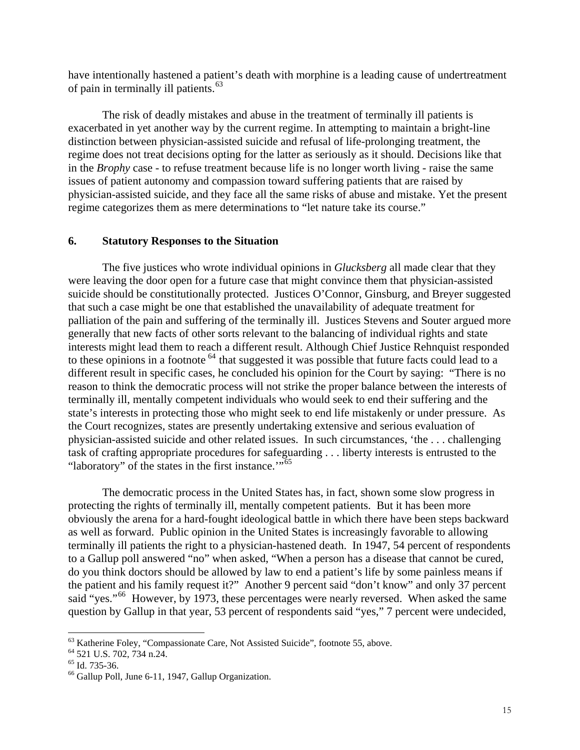have intentionally hastened a patient's death with morphine is a leading cause of undertreatment of pain in terminally ill patients.[63]

The risk of deadly mistakes and abuse in the treatment of terminally ill patients is exacerbated in yet another way by the current regime. In attempting to maintain a bright-line distinction between physician-assisted suicide and refusal of life-prolonging treatment, the regime does not treat decisions opting for the latter as seriously as it should. Decisions like that in the *Brophy* case - to refuse treatment because life is no longer worth living - raise the same issues of patient autonomy and compassion toward suffering patients that are raised by physician-assisted suicide, and they face all the same risks of abuse and mistake. Yet the present regime categorizes them as mere determinations to "let nature take its course."

### 6. Statutory Responses to the Situation

The five justices who wrote individual opinions in *Glucksberg* all made clear that they were leaving the door open for a future case that might convince them that physician-assisted suicide should be constitutionally protected. Justices O'Connor, Ginsburg, and Breyer suggested that such a case might be one that established the unavailability of adequate treatment for palliation of the pain and suffering of the terminally ill. Justices Stevens and Souter argued more generally that new facts of other sorts relevant to the balancing of individual rights and state interests might lead them to reach a different result. Although Chief Justice Rehnquist responded to these opinions in a footnote [64] that suggested it was possible that future facts could lead to a different result in specific cases, he concluded his opinion for the Court by saying: "There is no reason to think the democratic process will not strike the proper balance between the interests of terminally ill, mentally competent individuals who would seek to end their suffering and the state's interests in protecting those who might seek to end life mistakenly or under pressure. As the Court recognizes, states are presently undertaking extensive and serious evaluation of physician-assisted suicide and other related issues. In such circumstances, 'the . . . challenging task of crafting appropriate procedures for safeguarding . . . liberty interests is entrusted to the "laboratory" of the states in the first instance.'"[65]

The democratic process in the United States has, in fact, shown some slow progress in protecting the rights of terminally ill, mentally competent patients. But it has been more obviously the arena for a hard-fought ideological battle in which there have been steps backward as well as forward. Public opinion in the United States is increasingly favorable to allowing terminally ill patients the right to a physician-hastened death. In 1947, 54 percent of respondents to a Gallup poll answered "no" when asked, "When a person has a disease that cannot be cured, do you think doctors should be allowed by law to end a patient's life by some painless means if the patient and his family request it?" Another 9 percent said "don't know" and only 37 percent said "yes."[66] However, by 1973, these percentages were nearly reversed. When asked the same question by Gallup in that year, 53 percent of respondents said "yes," 7 percent were undecided,

---

[63] Katherine Foley, "Compassionate Care, Not Assisted Suicide", footnote 55, above.

[64] 521 U.S. 702, 734 n.24.

[65] Id. 735-36.

[66] Gallup Poll, June 6-11, 1947, Gallup Organization.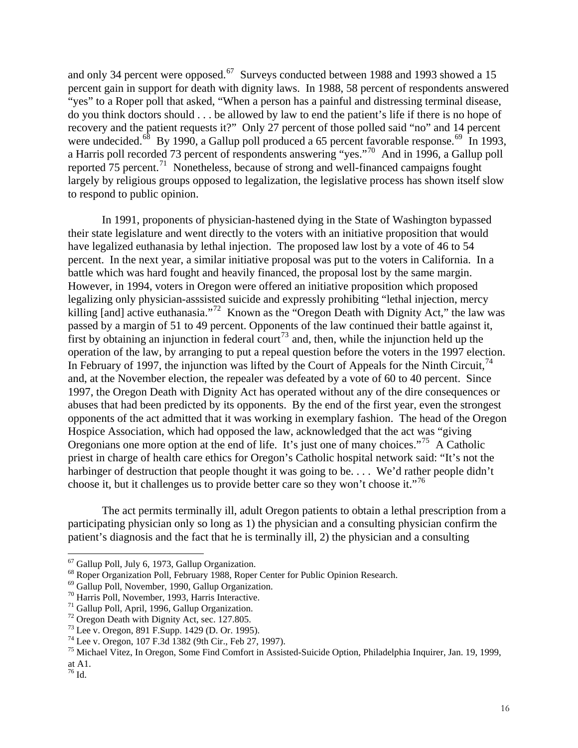and only 34 percent were opposed.[67] Surveys conducted between 1988 and 1993 showed a 15 percent gain in support for death with dignity laws. In 1988, 58 percent of respondents answered "yes" to a Roper poll that asked, "When a person has a painful and distressing terminal disease, do you think doctors should . . . be allowed by law to end the patient's life if there is no hope of recovery and the patient requests it?" Only 27 percent of those polled said "no" and 14 percent were undecided.[68] By 1990, a Gallup poll produced a 65 percent favorable response.[69] In 1993, a Harris poll recorded 73 percent of respondents answering "yes."[70] And in 1996, a Gallup poll reported 75 percent.[71] Nonetheless, because of strong and well-financed campaigns fought largely by religious groups opposed to legalization, the legislative process has shown itself slow to respond to public opinion.

In 1991, proponents of physician-hastened dying in the State of Washington bypassed their state legislature and went directly to the voters with an initiative proposition that would have legalized euthanasia by lethal injection. The proposed law lost by a vote of 46 to 54 percent. In the next year, a similar initiative proposal was put to the voters in California. In a battle which was hard fought and heavily financed, the proposal lost by the same margin. However, in 1994, voters in Oregon were offered an initiative proposition which proposed legalizing only physician-asssisted suicide and expressly prohibiting "lethal injection, mercy killing [and] active euthanasia."[72] Known as the "Oregon Death with Dignity Act," the law was passed by a margin of 51 to 49 percent. Opponents of the law continued their battle against it, first by obtaining an injunction in federal court[73] and, then, while the injunction held up the operation of the law, by arranging to put a repeal question before the voters in the 1997 election. In February of 1997, the injunction was lifted by the Court of Appeals for the Ninth Circuit,[74] and, at the November election, the repealer was defeated by a vote of 60 to 40 percent. Since 1997, the Oregon Death with Dignity Act has operated without any of the dire consequences or abuses that had been predicted by its opponents. By the end of the first year, even the strongest opponents of the act admitted that it was working in exemplary fashion. The head of the Oregon Hospice Association, which had opposed the law, acknowledged that the act was "giving Oregonians one more option at the end of life. It's just one of many choices."[75] A Catholic priest in charge of health care ethics for Oregon's Catholic hospital network said: "It's not the harbinger of destruction that people thought it was going to be. . . . We'd rather people didn't choose it, but it challenges us to provide better care so they won't choose it."[76]

The act permits terminally ill, adult Oregon patients to obtain a lethal prescription from a participating physician only so long as 1) the physician and a consulting physician confirm the patient's diagnosis and the fact that he is terminally ill, 2) the physician and a consulting

---

[67] Gallup Poll, July 6, 1973, Gallup Organization.

[68] Roper Organization Poll, February 1988, Roper Center for Public Opinion Research.

[69] Gallup Poll, November, 1990, Gallup Organization.

[70] Harris Poll, November, 1993, Harris Interactive.

[71] Gallup Poll, April, 1996, Gallup Organization.

[72] Oregon Death with Dignity Act, sec. 127.805.

[73] Lee v. Oregon, 891 F.Supp. 1429 (D. Or. 1995).

[74] Lee v. Oregon, 107 F.3d 1382 (9th Cir., Feb 27, 1997).

[75] Michael Vitez, In Oregon, Some Find Comfort in Assisted-Suicide Option, Philadelphia Inquirer, Jan. 19, 1999, at A1.

[76] Id.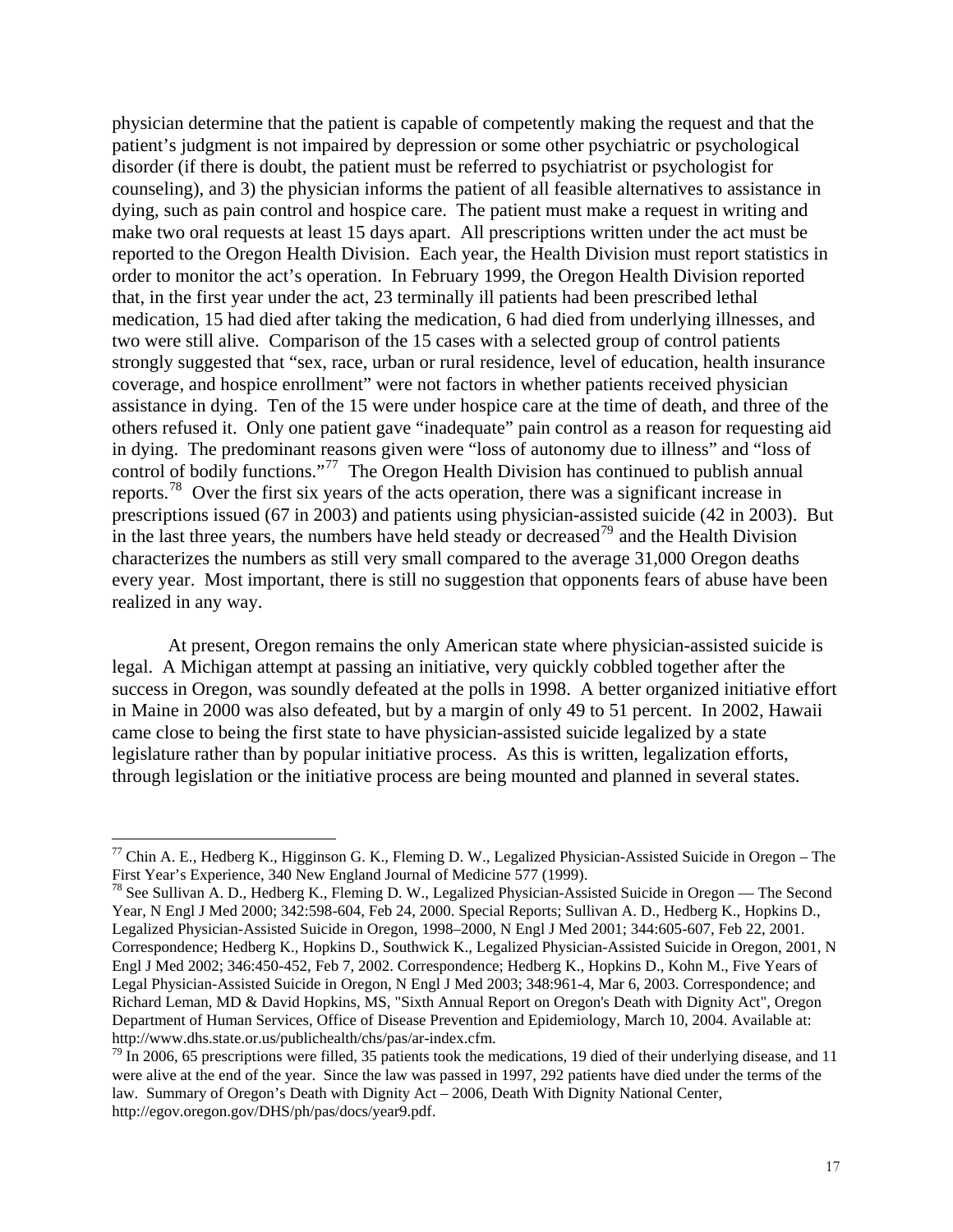physician determine that the patient is capable of competently making the request and that the patient's judgment is not impaired by depression or some other psychiatric or psychological disorder (if there is doubt, the patient must be referred to psychiatrist or psychologist for counseling), and 3) the physician informs the patient of all feasible alternatives to assistance in dying, such as pain control and hospice care. The patient must make a request in writing and make two oral requests at least 15 days apart. All prescriptions written under the act must be reported to the Oregon Health Division. Each year, the Health Division must report statistics in order to monitor the act's operation. In February 1999, the Oregon Health Division reported that, in the first year under the act, 23 terminally ill patients had been prescribed lethal medication, 15 had died after taking the medication, 6 had died from underlying illnesses, and two were still alive. Comparison of the 15 cases with a selected group of control patients strongly suggested that "sex, race, urban or rural residence, level of education, health insurance coverage, and hospice enrollment" were not factors in whether patients received physician assistance in dying. Ten of the 15 were under hospice care at the time of death, and three of the others refused it. Only one patient gave "inadequate" pain control as a reason for requesting aid in dying. The predominant reasons given were "loss of autonomy due to illness" and "loss of control of bodily functions."[77] The Oregon Health Division has continued to publish annual reports.[78] Over the first six years of the acts operation, there was a significant increase in prescriptions issued (67 in 2003) and patients using physician-assisted suicide (42 in 2003). But in the last three years, the numbers have held steady or decreased[79] and the Health Division characterizes the numbers as still very small compared to the average 31,000 Oregon deaths every year. Most important, there is still no suggestion that opponents fears of abuse have been realized in any way.

At present, Oregon remains the only American state where physician-assisted suicide is legal. A Michigan attempt at passing an initiative, very quickly cobbled together after the success in Oregon, was soundly defeated at the polls in 1998. A better organized initiative effort in Maine in 2000 was also defeated, but by a margin of only 49 to 51 percent. In 2002, Hawaii came close to being the first state to have physician-assisted suicide legalized by a state legislature rather than by popular initiative process. As this is written, legalization efforts, through legislation or the initiative process are being mounted and planned in several states.

---

[77] Chin A. E., Hedberg K., Higginson G. K., Fleming D. W., Legalized Physician-Assisted Suicide in Oregon – The First Year's Experience, 340 New England Journal of Medicine 577 (1999).

[78] See Sullivan A. D., Hedberg K., Fleming D. W., Legalized Physician-Assisted Suicide in Oregon — The Second Year, N Engl J Med 2000; 342:598-604, Feb 24, 2000. Special Reports; Sullivan A. D., Hedberg K., Hopkins D., Legalized Physician-Assisted Suicide in Oregon, 1998–2000, N Engl J Med 2001; 344:605-607, Feb 22, 2001. Correspondence; Hedberg K., Hopkins D., Southwick K., Legalized Physician-Assisted Suicide in Oregon, 2001, N Engl J Med 2002; 346:450-452, Feb 7, 2002. Correspondence; Hedberg K., Hopkins D., Kohn M., Five Years of Legal Physician-Assisted Suicide in Oregon, N Engl J Med 2003; 348:961-4, Mar 6, 2003. Correspondence; and Richard Leman, MD & David Hopkins, MS, "Sixth Annual Report on Oregon's Death with Dignity Act", Oregon Department of Human Services, Office of Disease Prevention and Epidemiology, March 10, 2004. Available at: http://www.dhs.state.or.us/publichealth/chs/pas/ar-index.cfm.

[79] In 2006, 65 prescriptions were filled, 35 patients took the medications, 19 died of their underlying disease, and 11 were alive at the end of the year. Since the law was passed in 1997, 292 patients have died under the terms of the law. Summary of Oregon's Death with Dignity Act – 2006, Death With Dignity National Center, http://egov.oregon.gov/DHS/ph/pas/docs/year9.pdf.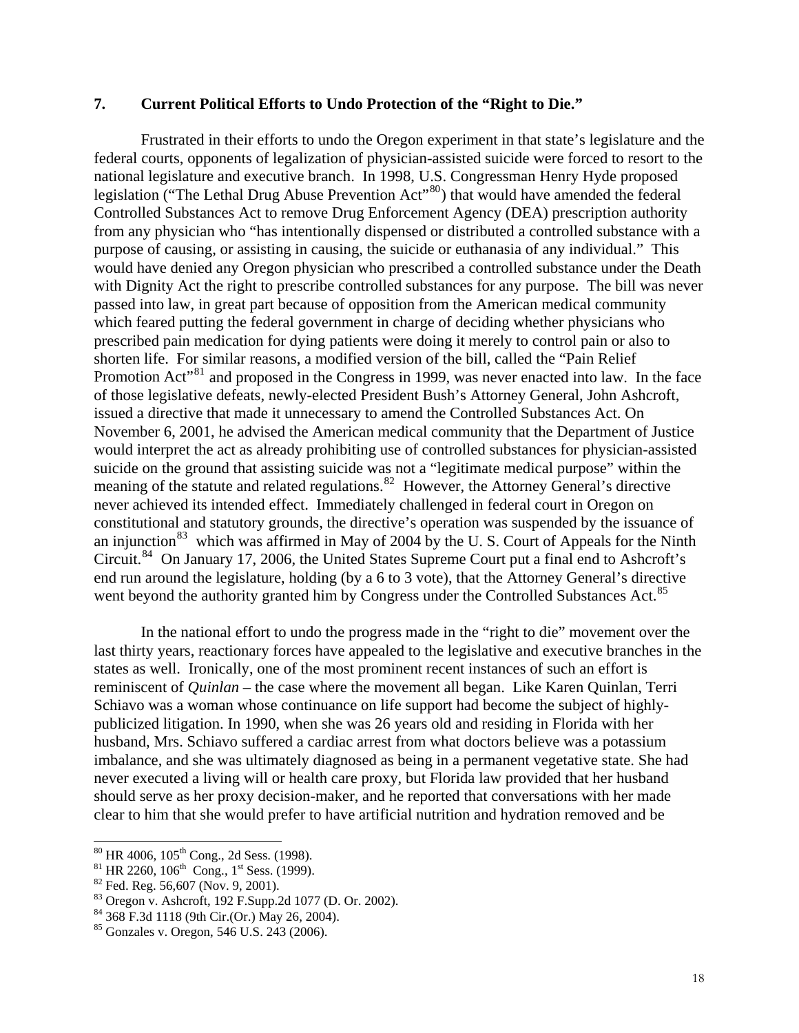## 7. Current Political Efforts to Undo Protection of the "Right to Die."

Frustrated in their efforts to undo the Oregon experiment in that state's legislature and the federal courts, opponents of legalization of physician-assisted suicide were forced to resort to the national legislature and executive branch. In 1998, U.S. Congressman Henry Hyde proposed legislation ("The Lethal Drug Abuse Prevention Act"[80]) that would have amended the federal Controlled Substances Act to remove Drug Enforcement Agency (DEA) prescription authority from any physician who "has intentionally dispensed or distributed a controlled substance with a purpose of causing, or assisting in causing, the suicide or euthanasia of any individual." This would have denied any Oregon physician who prescribed a controlled substance under the Death with Dignity Act the right to prescribe controlled substances for any purpose. The bill was never passed into law, in great part because of opposition from the American medical community which feared putting the federal government in charge of deciding whether physicians who prescribed pain medication for dying patients were doing it merely to control pain or also to shorten life. For similar reasons, a modified version of the bill, called the "Pain Relief Promotion Act"[81] and proposed in the Congress in 1999, was never enacted into law. In the face of those legislative defeats, newly-elected President Bush's Attorney General, John Ashcroft, issued a directive that made it unnecessary to amend the Controlled Substances Act. On November 6, 2001, he advised the American medical community that the Department of Justice would interpret the act as already prohibiting use of controlled substances for physician-assisted suicide on the ground that assisting suicide was not a "legitimate medical purpose" within the meaning of the statute and related regulations.[82] However, the Attorney General's directive never achieved its intended effect. Immediately challenged in federal court in Oregon on constitutional and statutory grounds, the directive's operation was suspended by the issuance of an injunction[83] which was affirmed in May of 2004 by the U. S. Court of Appeals for the Ninth Circuit.[84] On January 17, 2006, the United States Supreme Court put a final end to Ashcroft's end run around the legislature, holding (by a 6 to 3 vote), that the Attorney General's directive went beyond the authority granted him by Congress under the Controlled Substances Act.[85]

In the national effort to undo the progress made in the "right to die" movement over the last thirty years, reactionary forces have appealed to the legislative and executive branches in the states as well. Ironically, one of the most prominent recent instances of such an effort is reminiscent of *Quinlan* – the case where the movement all began. Like Karen Quinlan, Terri Schiavo was a woman whose continuance on life support had become the subject of highly-publicized litigation. In 1990, when she was 26 years old and residing in Florida with her husband, Mrs. Schiavo suffered a cardiac arrest from what doctors believe was a potassium imbalance, and she was ultimately diagnosed as being in a permanent vegetative state. She had never executed a living will or health care proxy, but Florida law provided that her husband should serve as her proxy decision-maker, and he reported that conversations with her made clear to him that she would prefer to have artificial nutrition and hydration removed and be

---

[80] HR 4006, 105th Cong., 2d Sess. (1998).
[81] HR 2260, 106th Cong., 1st Sess. (1999).
[82] Fed. Reg. 56,607 (Nov. 9, 2001).
[83] Oregon v. Ashcroft, 192 F.Supp.2d 1077 (D. Or. 2002).
[84] 368 F.3d 1118 (9th Cir.(Or.) May 26, 2004).
[85] Gonzales v. Oregon, 546 U.S. 243 (2006).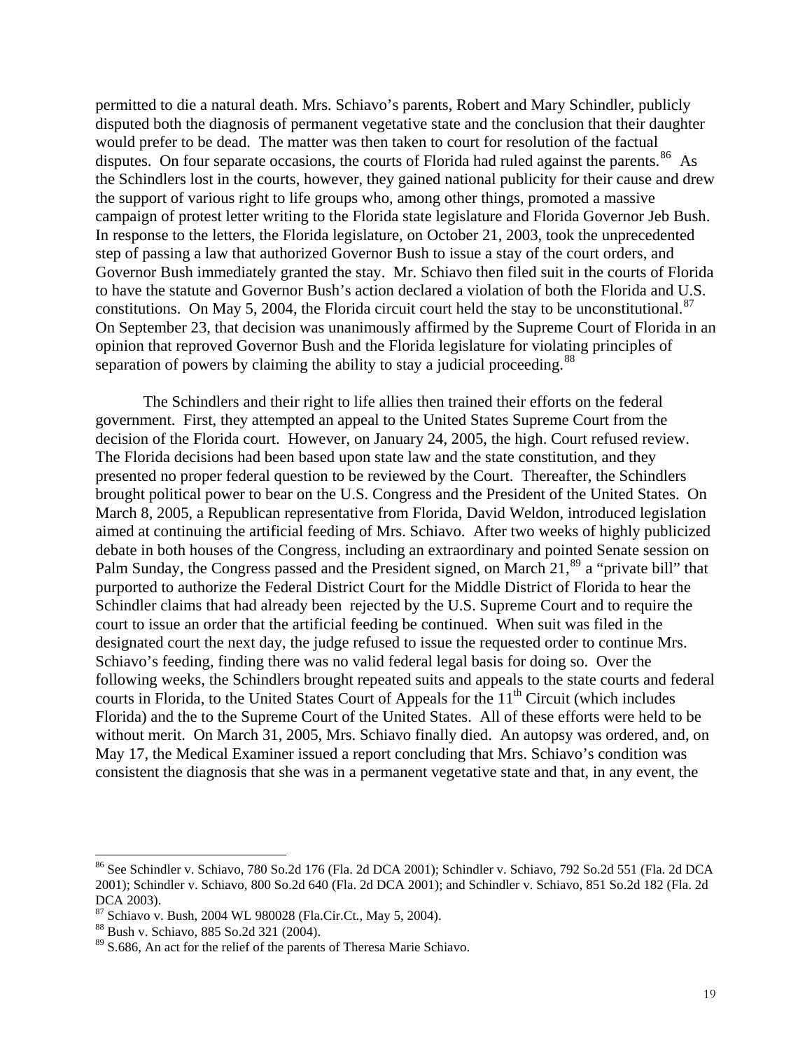permitted to die a natural death. Mrs. Schiavo's parents, Robert and Mary Schindler, publicly disputed both the diagnosis of permanent vegetative state and the conclusion that their daughter would prefer to be dead. The matter was then taken to court for resolution of the factual disputes. On four separate occasions, the courts of Florida had ruled against the parents.[86] As the Schindlers lost in the courts, however, they gained national publicity for their cause and drew the support of various right to life groups who, among other things, promoted a massive campaign of protest letter writing to the Florida state legislature and Florida Governor Jeb Bush. In response to the letters, the Florida legislature, on October 21, 2003, took the unprecedented step of passing a law that authorized Governor Bush to issue a stay of the court orders, and Governor Bush immediately granted the stay. Mr. Schiavo then filed suit in the courts of Florida to have the statute and Governor Bush's action declared a violation of both the Florida and U.S. constitutions. On May 5, 2004, the Florida circuit court held the stay to be unconstitutional.[87] On September 23, that decision was unanimously affirmed by the Supreme Court of Florida in an opinion that reproved Governor Bush and the Florida legislature for violating principles of separation of powers by claiming the ability to stay a judicial proceeding.[88]

The Schindlers and their right to life allies then trained their efforts on the federal government. First, they attempted an appeal to the United States Supreme Court from the decision of the Florida court. However, on January 24, 2005, the high. Court refused review. The Florida decisions had been based upon state law and the state constitution, and they presented no proper federal question to be reviewed by the Court. Thereafter, the Schindlers brought political power to bear on the U.S. Congress and the President of the United States. On March 8, 2005, a Republican representative from Florida, David Weldon, introduced legislation aimed at continuing the artificial feeding of Mrs. Schiavo. After two weeks of highly publicized debate in both houses of the Congress, including an extraordinary and pointed Senate session on Palm Sunday, the Congress passed and the President signed, on March 21,[89] a "private bill" that purported to authorize the Federal District Court for the Middle District of Florida to hear the Schindler claims that had already been rejected by the U.S. Supreme Court and to require the court to issue an order that the artificial feeding be continued. When suit was filed in the designated court the next day, the judge refused to issue the requested order to continue Mrs. Schiavo's feeding, finding there was no valid federal legal basis for doing so. Over the following weeks, the Schindlers brought repeated suits and appeals to the state courts and federal courts in Florida, to the United States Court of Appeals for the 11th Circuit (which includes Florida) and the to the Supreme Court of the United States. All of these efforts were held to be without merit. On March 31, 2005, Mrs. Schiavo finally died. An autopsy was ordered, and, on May 17, the Medical Examiner issued a report concluding that Mrs. Schiavo's condition was consistent the diagnosis that she was in a permanent vegetative state and that, in any event, the

---

[86] See Schindler v. Schiavo, 780 So.2d 176 (Fla. 2d DCA 2001); Schindler v. Schiavo, 792 So.2d 551 (Fla. 2d DCA 2001); Schindler v. Schiavo, 800 So.2d 640 (Fla. 2d DCA 2001); and Schindler v. Schiavo, 851 So.2d 182 (Fla. 2d DCA 2003).

[87] Schiavo v. Bush, 2004 WL 980028 (Fla.Cir.Ct., May 5, 2004).

[88] Bush v. Schiavo, 885 So.2d 321 (2004).

[89] S.686, An act for the relief of the parents of Theresa Marie Schiavo.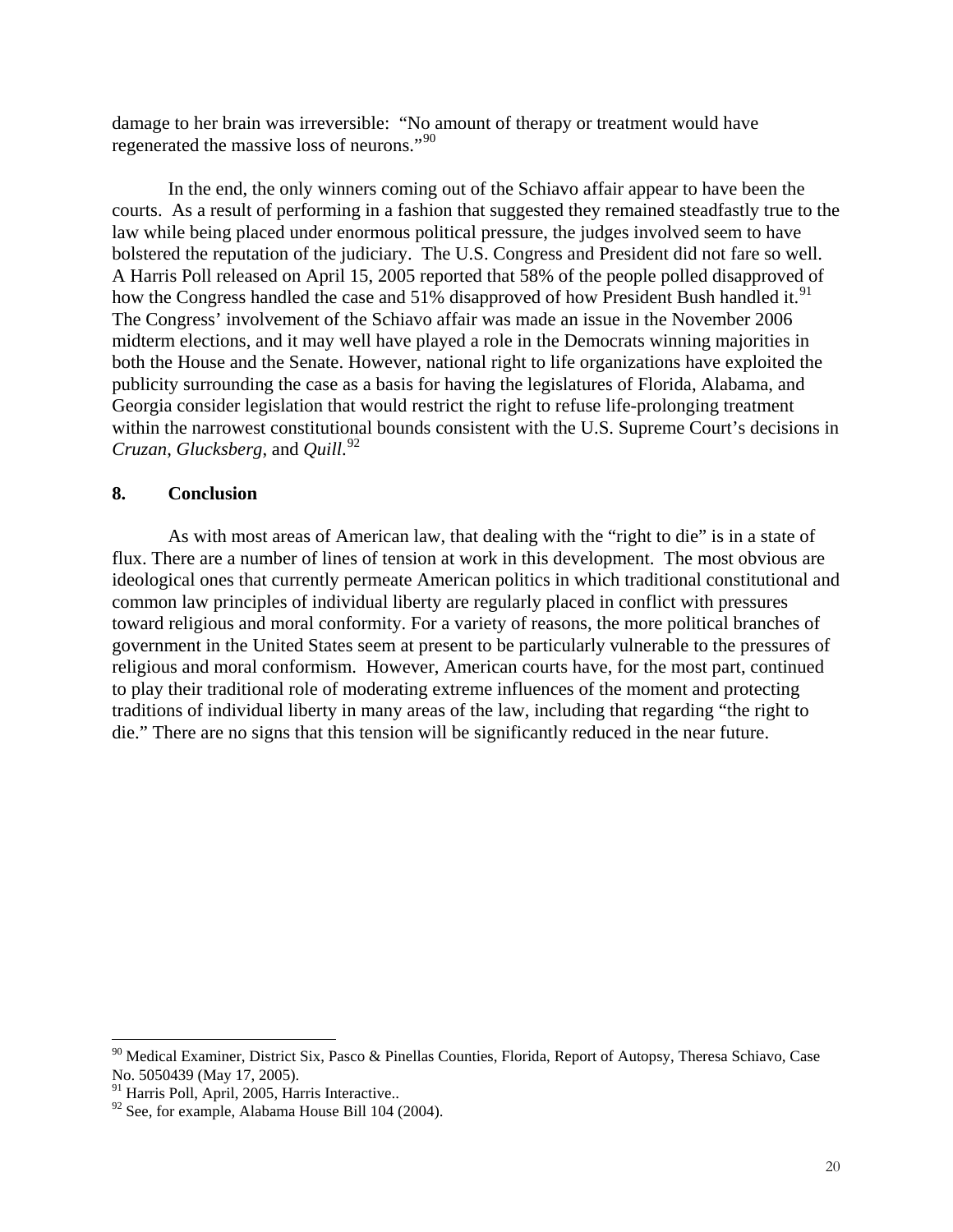damage to her brain was irreversible: "No amount of therapy or treatment would have regenerated the massive loss of neurons."[90]

In the end, the only winners coming out of the Schiavo affair appear to have been the courts. As a result of performing in a fashion that suggested they remained steadfastly true to the law while being placed under enormous political pressure, the judges involved seem to have bolstered the reputation of the judiciary. The U.S. Congress and President did not fare so well. A Harris Poll released on April 15, 2005 reported that 58% of the people polled disapproved of how the Congress handled the case and 51% disapproved of how President Bush handled it.[91] The Congress' involvement of the Schiavo affair was made an issue in the November 2006 midterm elections, and it may well have played a role in the Democrats winning majorities in both the House and the Senate. However, national right to life organizations have exploited the publicity surrounding the case as a basis for having the legislatures of Florida, Alabama, and Georgia consider legislation that would restrict the right to refuse life-prolonging treatment within the narrowest constitutional bounds consistent with the U.S. Supreme Court's decisions in *Cruzan*, *Glucksberg*, and *Quill*.[92]

## 8. Conclusion

As with most areas of American law, that dealing with the "right to die" is in a state of flux. There are a number of lines of tension at work in this development. The most obvious are ideological ones that currently permeate American politics in which traditional constitutional and common law principles of individual liberty are regularly placed in conflict with pressures toward religious and moral conformity. For a variety of reasons, the more political branches of government in the United States seem at present to be particularly vulnerable to the pressures of religious and moral conformism. However, American courts have, for the most part, continued to play their traditional role of moderating extreme influences of the moment and protecting traditions of individual liberty in many areas of the law, including that regarding "the right to die." There are no signs that this tension will be significantly reduced in the near future.

---

[90] Medical Examiner, District Six, Pasco & Pinellas Counties, Florida, Report of Autopsy, Theresa Schiavo, Case No. 5050439 (May 17, 2005).

[91] Harris Poll, April, 2005, Harris Interactive..

[92] See, for example, Alabama House Bill 104 (2004).